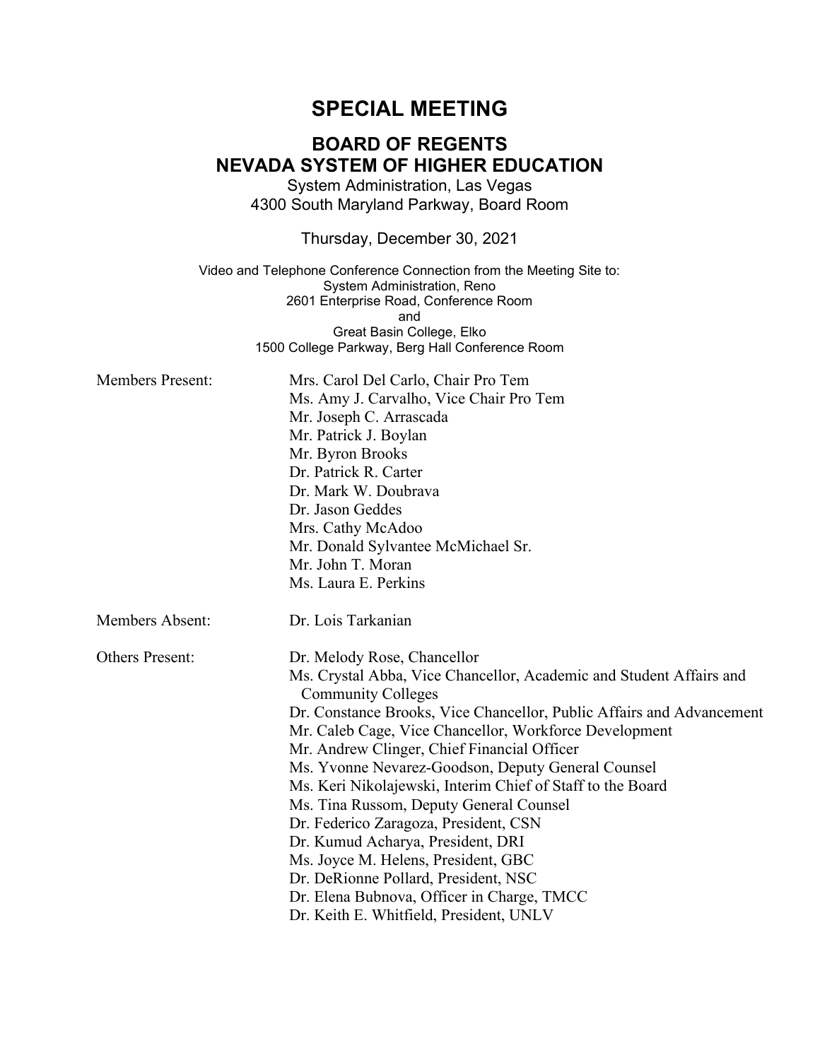# SPECIAL MEETING

## BOARD OF REGENTS
## NEVADA SYSTEM OF HIGHER EDUCATION

System Administration, Las Vegas
4300 South Maryland Parkway, Board Room

Thursday, December 30, 2021

Video and Telephone Conference Connection from the Meeting Site to:
System Administration, Reno
2601 Enterprise Road, Conference Room
and
Great Basin College, Elko
1500 College Parkway, Berg Hall Conference Room

Members Present:
- Mrs. Carol Del Carlo, Chair Pro Tem
- Ms. Amy J. Carvalho, Vice Chair Pro Tem
- Mr. Joseph C. Arrascada
- Mr. Patrick J. Boylan
- Mr. Byron Brooks
- Dr. Patrick R. Carter
- Dr. Mark W. Doubrava
- Dr. Jason Geddes
- Mrs. Cathy McAdoo
- Mr. Donald Sylvantee McMichael Sr.
- Mr. John T. Moran
- Ms. Laura E. Perkins

Members Absent:
- Dr. Lois Tarkanian

Others Present:
- Dr. Melody Rose, Chancellor
- Ms. Crystal Abba, Vice Chancellor, Academic and Student Affairs and Community Colleges
- Dr. Constance Brooks, Vice Chancellor, Public Affairs and Advancement
- Mr. Caleb Cage, Vice Chancellor, Workforce Development
- Mr. Andrew Clinger, Chief Financial Officer
- Ms. Yvonne Nevarez-Goodson, Deputy General Counsel
- Ms. Keri Nikolajewski, Interim Chief of Staff to the Board
- Ms. Tina Russom, Deputy General Counsel
- Dr. Federico Zaragoza, President, CSN
- Dr. Kumud Acharya, President, DRI
- Ms. Joyce M. Helens, President, GBC
- Dr. DeRionne Pollard, President, NSC
- Dr. Elena Bubnova, Officer in Charge, TMCC
- Dr. Keith E. Whitfield, President, UNLV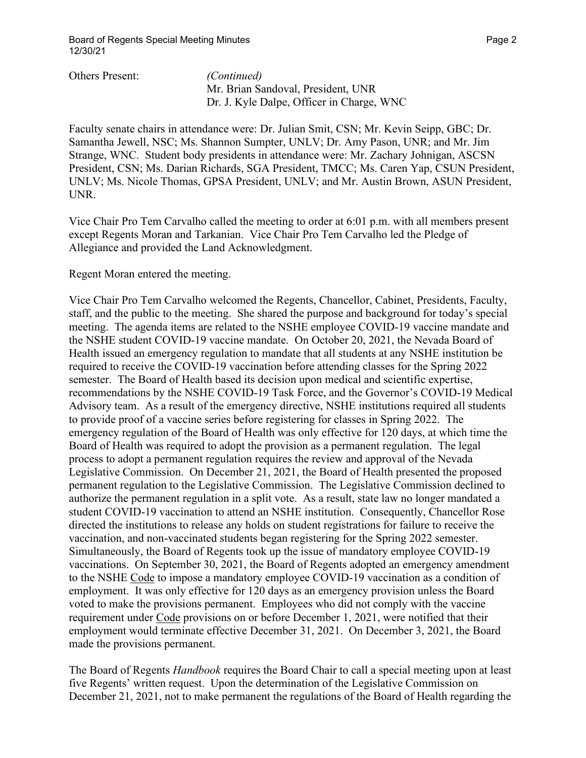Others Present: *(Continued)*
Mr. Brian Sandoval, President, UNR
Dr. J. Kyle Dalpe, Officer in Charge, WNC

Faculty senate chairs in attendance were: Dr. Julian Smit, CSN; Mr. Kevin Seipp, GBC; Dr. Samantha Jewell, NSC; Ms. Shannon Sumpter, UNLV; Dr. Amy Pason, UNR; and Mr. Jim Strange, WNC. Student body presidents in attendance were: Mr. Zachary Johnigan, ASCSN President, CSN; Ms. Darian Richards, SGA President, TMCC; Ms. Caren Yap, CSUN President, UNLV; Ms. Nicole Thomas, GPSA President, UNLV; and Mr. Austin Brown, ASUN President, UNR.

Vice Chair Pro Tem Carvalho called the meeting to order at 6:01 p.m. with all members present except Regents Moran and Tarkanian. Vice Chair Pro Tem Carvalho led the Pledge of Allegiance and provided the Land Acknowledgment.

Regent Moran entered the meeting.

Vice Chair Pro Tem Carvalho welcomed the Regents, Chancellor, Cabinet, Presidents, Faculty, staff, and the public to the meeting. She shared the purpose and background for today's special meeting. The agenda items are related to the NSHE employee COVID-19 vaccine mandate and the NSHE student COVID-19 vaccine mandate. On October 20, 2021, the Nevada Board of Health issued an emergency regulation to mandate that all students at any NSHE institution be required to receive the COVID-19 vaccination before attending classes for the Spring 2022 semester. The Board of Health based its decision upon medical and scientific expertise, recommendations by the NSHE COVID-19 Task Force, and the Governor's COVID-19 Medical Advisory team. As a result of the emergency directive, NSHE institutions required all students to provide proof of a vaccine series before registering for classes in Spring 2022. The emergency regulation of the Board of Health was only effective for 120 days, at which time the Board of Health was required to adopt the provision as a permanent regulation. The legal process to adopt a permanent regulation requires the review and approval of the Nevada Legislative Commission. On December 21, 2021, the Board of Health presented the proposed permanent regulation to the Legislative Commission. The Legislative Commission declined to authorize the permanent regulation in a split vote. As a result, state law no longer mandated a student COVID-19 vaccination to attend an NSHE institution. Consequently, Chancellor Rose directed the institutions to release any holds on student registrations for failure to receive the vaccination, and non-vaccinated students began registering for the Spring 2022 semester. Simultaneously, the Board of Regents took up the issue of mandatory employee COVID-19 vaccinations. On September 30, 2021, the Board of Regents adopted an emergency amendment to the NSHE Code to impose a mandatory employee COVID-19 vaccination as a condition of employment. It was only effective for 120 days as an emergency provision unless the Board voted to make the provisions permanent. Employees who did not comply with the vaccine requirement under Code provisions on or before December 1, 2021, were notified that their employment would terminate effective December 31, 2021. On December 3, 2021, the Board made the provisions permanent.

The Board of Regents *Handbook* requires the Board Chair to call a special meeting upon at least five Regents' written request. Upon the determination of the Legislative Commission on December 21, 2021, not to make permanent the regulations of the Board of Health regarding the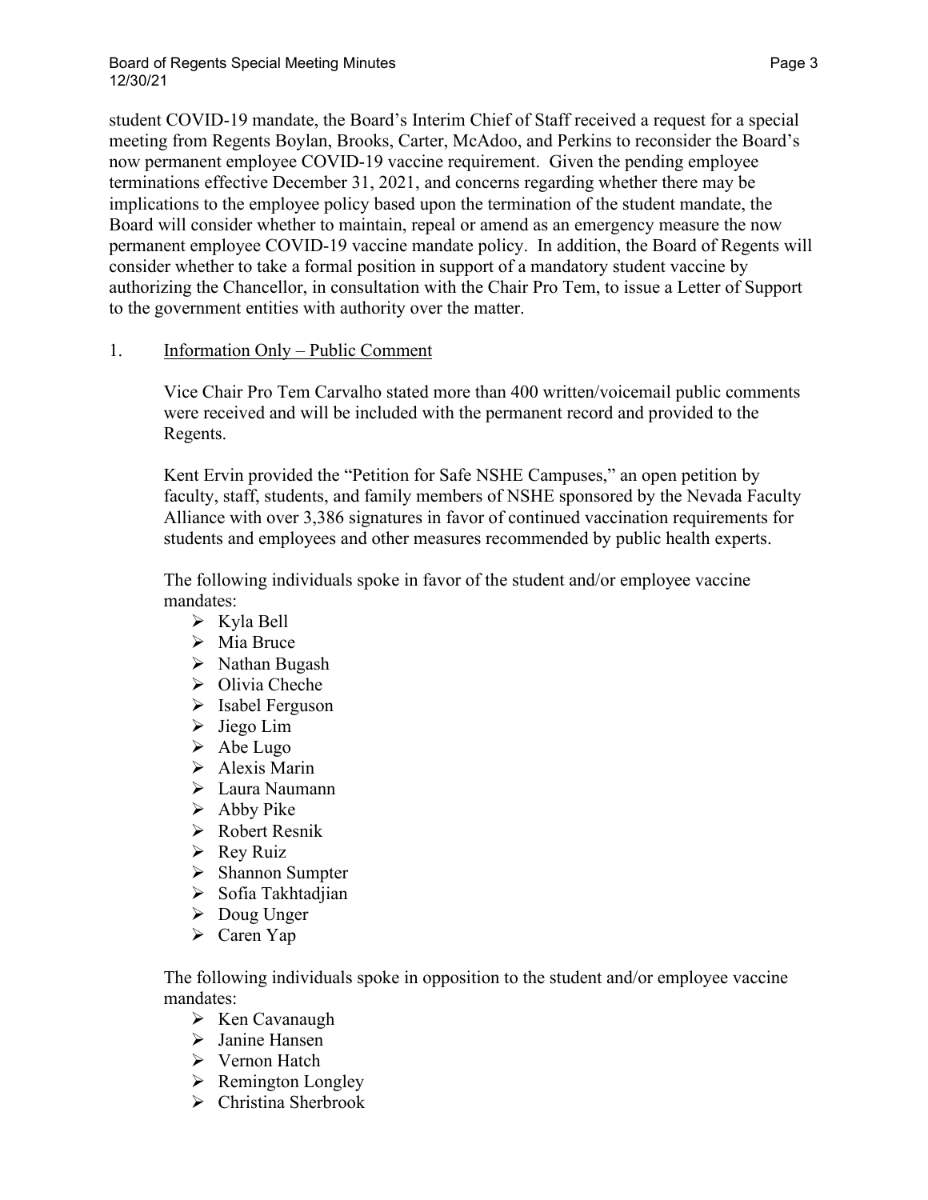student COVID-19 mandate, the Board's Interim Chief of Staff received a request for a special meeting from Regents Boylan, Brooks, Carter, McAdoo, and Perkins to reconsider the Board's now permanent employee COVID-19 vaccine requirement. Given the pending employee terminations effective December 31, 2021, and concerns regarding whether there may be implications to the employee policy based upon the termination of the student mandate, the Board will consider whether to maintain, repeal or amend as an emergency measure the now permanent employee COVID-19 vaccine mandate policy. In addition, the Board of Regents will consider whether to take a formal position in support of a mandatory student vaccine by authorizing the Chancellor, in consultation with the Chair Pro Tem, to issue a Letter of Support to the government entities with authority over the matter.

1. <u>Information Only – Public Comment</u>

Vice Chair Pro Tem Carvalho stated more than 400 written/voicemail public comments were received and will be included with the permanent record and provided to the Regents.

Kent Ervin provided the "Petition for Safe NSHE Campuses," an open petition by faculty, staff, students, and family members of NSHE sponsored by the Nevada Faculty Alliance with over 3,386 signatures in favor of continued vaccination requirements for students and employees and other measures recommended by public health experts.

The following individuals spoke in favor of the student and/or employee vaccine mandates:

- Kyla Bell
- Mia Bruce
- Nathan Bugash
- Olivia Cheche
- Isabel Ferguson
- Jiego Lim
- Abe Lugo
- Alexis Marin
- Laura Naumann
- Abby Pike
- Robert Resnik
- Rey Ruiz
- Shannon Sumpter
- Sofia Takhtadjian
- Doug Unger
- Caren Yap

The following individuals spoke in opposition to the student and/or employee vaccine mandates:

- Ken Cavanaugh
- Janine Hansen
- Vernon Hatch
- Remington Longley
- Christina Sherbrook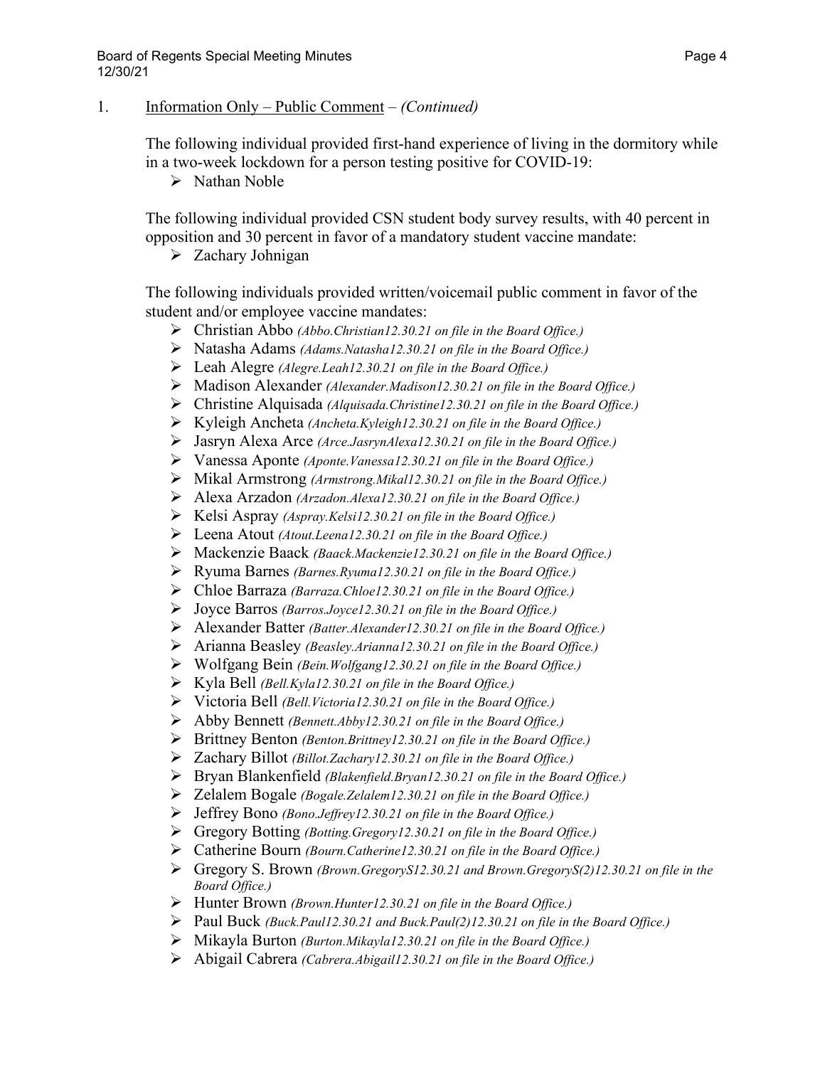1. Information Only – Public Comment – *(Continued)*

The following individual provided first-hand experience of living in the dormitory while in a two-week lockdown for a person testing positive for COVID-19:

- Nathan Noble

The following individual provided CSN student body survey results, with 40 percent in opposition and 30 percent in favor of a mandatory student vaccine mandate:

- Zachary Johnigan

The following individuals provided written/voicemail public comment in favor of the student and/or employee vaccine mandates:

- Christian Abbo *(Abbo.Christian12.30.21 on file in the Board Office.)*
- Natasha Adams *(Adams.Natasha12.30.21 on file in the Board Office.)*
- Leah Alegre *(Alegre.Leah12.30.21 on file in the Board Office.)*
- Madison Alexander *(Alexander.Madison12.30.21 on file in the Board Office.)*
- Christine Alquisada *(Alquisada.Christine12.30.21 on file in the Board Office.)*
- Kyleigh Ancheta *(Ancheta.Kyleigh12.30.21 on file in the Board Office.)*
- Jasryn Alexa Arce *(Arce.JasrynAlexa12.30.21 on file in the Board Office.)*
- Vanessa Aponte *(Aponte.Vanessa12.30.21 on file in the Board Office.)*
- Mikal Armstrong *(Armstrong.Mikal12.30.21 on file in the Board Office.)*
- Alexa Arzadon *(Arzadon.Alexa12.30.21 on file in the Board Office.)*
- Kelsi Aspray *(Aspray.Kelsi12.30.21 on file in the Board Office.)*
- Leena Atout *(Atout.Leena12.30.21 on file in the Board Office.)*
- Mackenzie Baack *(Baack.Mackenzie12.30.21 on file in the Board Office.)*
- Ryuma Barnes *(Barnes.Ryuma12.30.21 on file in the Board Office.)*
- Chloe Barraza *(Barraza.Chloe12.30.21 on file in the Board Office.)*
- Joyce Barros *(Barros.Joyce12.30.21 on file in the Board Office.)*
- Alexander Batter *(Batter.Alexander12.30.21 on file in the Board Office.)*
- Arianna Beasley *(Beasley.Arianna12.30.21 on file in the Board Office.)*
- Wolfgang Bein *(Bein.Wolfgang12.30.21 on file in the Board Office.)*
- Kyla Bell *(Bell.Kyla12.30.21 on file in the Board Office.)*
- Victoria Bell *(Bell.Victoria12.30.21 on file in the Board Office.)*
- Abby Bennett *(Bennett.Abby12.30.21 on file in the Board Office.)*
- Brittney Benton *(Benton.Brittney12.30.21 on file in the Board Office.)*
- Zachary Billot *(Billot.Zachary12.30.21 on file in the Board Office.)*
- Bryan Blankenfield *(Blakenfield.Bryan12.30.21 on file in the Board Office.)*
- Zelalem Bogale *(Bogale.Zelalem12.30.21 on file in the Board Office.)*
- Jeffrey Bono *(Bono.Jeffrey12.30.21 on file in the Board Office.)*
- Gregory Botting *(Botting.Gregory12.30.21 on file in the Board Office.)*
- Catherine Bourn *(Bourn.Catherine12.30.21 on file in the Board Office.)*
- Gregory S. Brown *(Brown.GregoryS12.30.21 and Brown.GregoryS(2)12.30.21 on file in the Board Office.)*
- Hunter Brown *(Brown.Hunter12.30.21 on file in the Board Office.)*
- Paul Buck *(Buck.Paul12.30.21 and Buck.Paul(2)12.30.21 on file in the Board Office.)*
- Mikayla Burton *(Burton.Mikayla12.30.21 on file in the Board Office.)*
- Abigail Cabrera *(Cabrera.Abigail12.30.21 on file in the Board Office.)*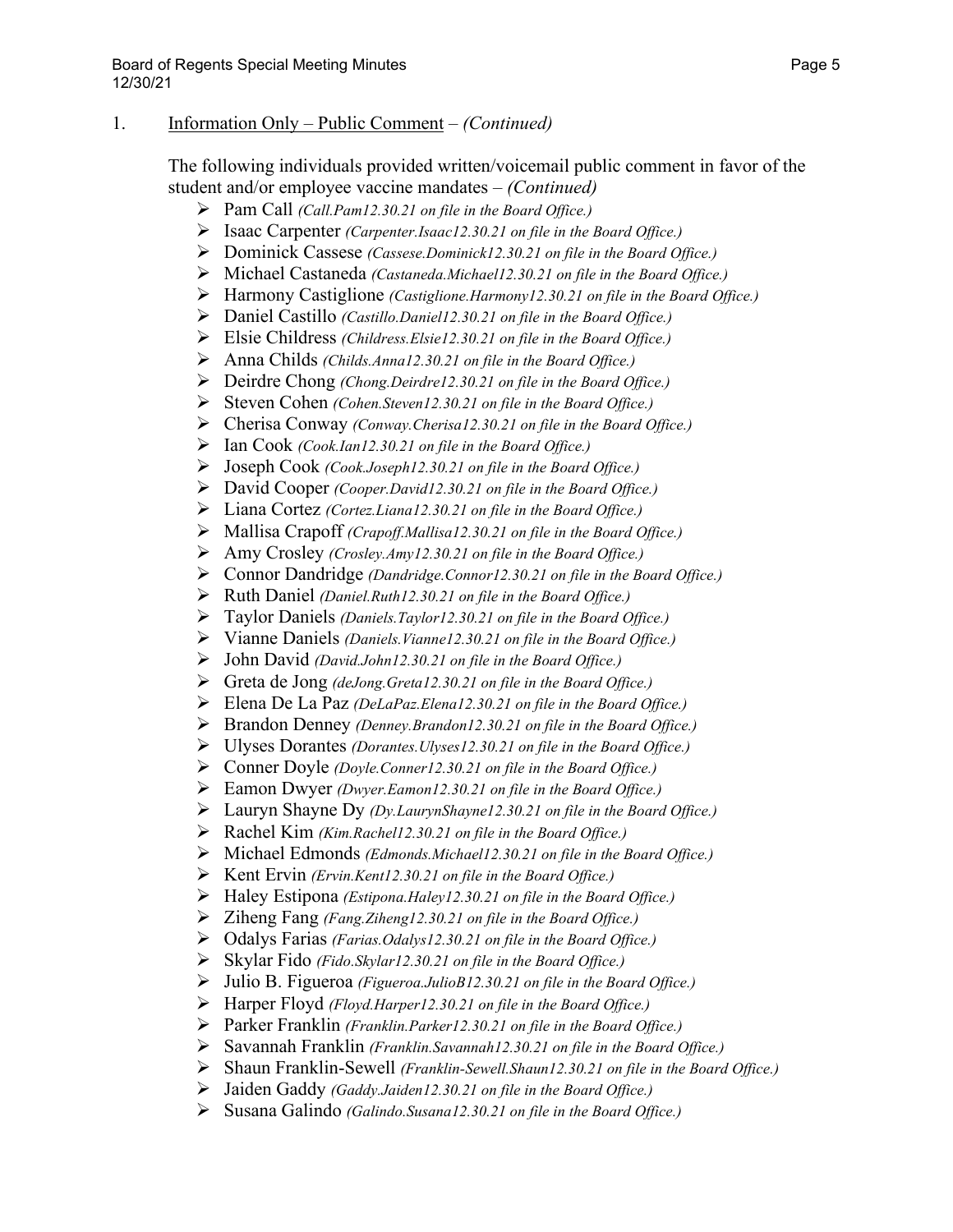1. Information Only – Public Comment – *(Continued)*

The following individuals provided written/voicemail public comment in favor of the student and/or employee vaccine mandates – *(Continued)*

- Pam Call *(Call.Pam12.30.21 on file in the Board Office.)*
- Isaac Carpenter *(Carpenter.Isaac12.30.21 on file in the Board Office.)*
- Dominick Cassese *(Cassese.Dominick12.30.21 on file in the Board Office.)*
- Michael Castaneda *(Castaneda.Michael12.30.21 on file in the Board Office.)*
- Harmony Castiglione *(Castiglione.Harmony12.30.21 on file in the Board Office.)*
- Daniel Castillo *(Castillo.Daniel12.30.21 on file in the Board Office.)*
- Elsie Childress *(Childress.Elsie12.30.21 on file in the Board Office.)*
- Anna Childs *(Childs.Anna12.30.21 on file in the Board Office.)*
- Deirdre Chong *(Chong.Deirdre12.30.21 on file in the Board Office.)*
- Steven Cohen *(Cohen.Steven12.30.21 on file in the Board Office.)*
- Cherisa Conway *(Conway.Cherisa12.30.21 on file in the Board Office.)*
- Ian Cook *(Cook.Ian12.30.21 on file in the Board Office.)*
- Joseph Cook *(Cook.Joseph12.30.21 on file in the Board Office.)*
- David Cooper *(Cooper.David12.30.21 on file in the Board Office.)*
- Liana Cortez *(Cortez.Liana12.30.21 on file in the Board Office.)*
- Mallisa Crapoff *(Crapoff.Mallisa12.30.21 on file in the Board Office.)*
- Amy Crosley *(Crosley.Amy12.30.21 on file in the Board Office.)*
- Connor Dandridge *(Dandridge.Connor12.30.21 on file in the Board Office.)*
- Ruth Daniel *(Daniel.Ruth12.30.21 on file in the Board Office.)*
- Taylor Daniels *(Daniels.Taylor12.30.21 on file in the Board Office.)*
- Vianne Daniels *(Daniels.Vianne12.30.21 on file in the Board Office.)*
- John David *(David.John12.30.21 on file in the Board Office.)*
- Greta de Jong *(deJong.Greta12.30.21 on file in the Board Office.)*
- Elena De La Paz *(DeLaPaz.Elena12.30.21 on file in the Board Office.)*
- Brandon Denney *(Denney.Brandon12.30.21 on file in the Board Office.)*
- Ulyses Dorantes *(Dorantes.Ulyses12.30.21 on file in the Board Office.)*
- Conner Doyle *(Doyle.Conner12.30.21 on file in the Board Office.)*
- Eamon Dwyer *(Dwyer.Eamon12.30.21 on file in the Board Office.)*
- Lauryn Shayne Dy *(Dy.LaurynShayne12.30.21 on file in the Board Office.)*
- Rachel Kim *(Kim.Rachel12.30.21 on file in the Board Office.)*
- Michael Edmonds *(Edmonds.Michael12.30.21 on file in the Board Office.)*
- Kent Ervin *(Ervin.Kent12.30.21 on file in the Board Office.)*
- Haley Estipona *(Estipona.Haley12.30.21 on file in the Board Office.)*
- Ziheng Fang *(Fang.Ziheng12.30.21 on file in the Board Office.)*
- Odalys Farias *(Farias.Odalys12.30.21 on file in the Board Office.)*
- Skylar Fido *(Fido.Skylar12.30.21 on file in the Board Office.)*
- Julio B. Figueroa *(Figueroa.JulioB12.30.21 on file in the Board Office.)*
- Harper Floyd *(Floyd.Harper12.30.21 on file in the Board Office.)*
- Parker Franklin *(Franklin.Parker12.30.21 on file in the Board Office.)*
- Savannah Franklin *(Franklin.Savannah12.30.21 on file in the Board Office.)*
- Shaun Franklin-Sewell *(Franklin-Sewell.Shaun12.30.21 on file in the Board Office.)*
- Jaiden Gaddy *(Gaddy.Jaiden12.30.21 on file in the Board Office.)*
- Susana Galindo *(Galindo.Susana12.30.21 on file in the Board Office.)*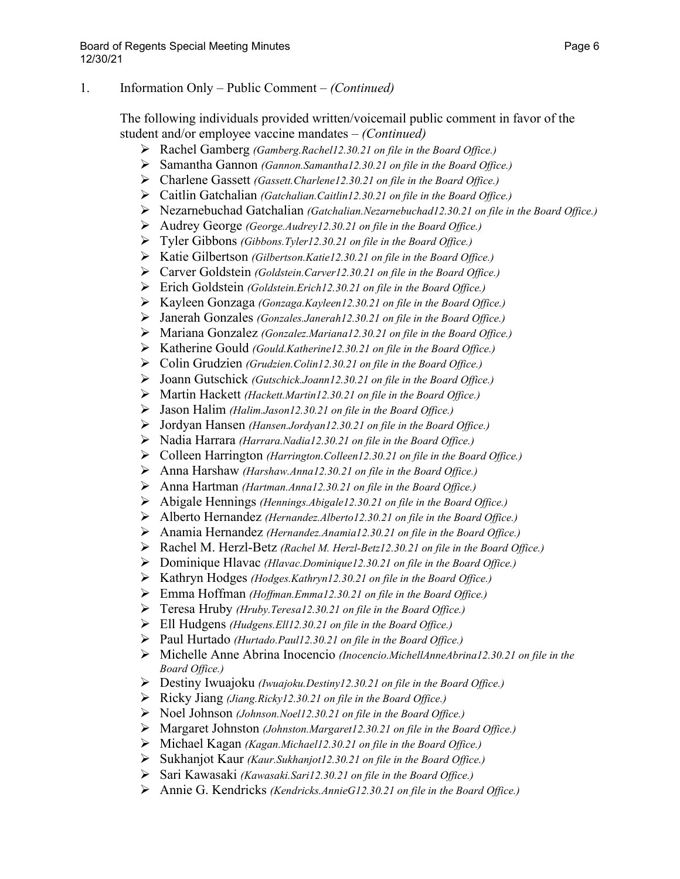1. Information Only – Public Comment – *(Continued)*

   The following individuals provided written/voicemail public comment in favor of the student and/or employee vaccine mandates – *(Continued)*

   - Rachel Gamberg *(Gamberg.Rachel12.30.21 on file in the Board Office.)*
   - Samantha Gannon *(Gannon.Samantha12.30.21 on file in the Board Office.)*
   - Charlene Gassett *(Gassett.Charlene12.30.21 on file in the Board Office.)*
   - Caitlin Gatchalian *(Gatchalian.Caitlin12.30.21 on file in the Board Office.)*
   - Nezarnebuchad Gatchalian *(Gatchalian.Nezarnebuchad12.30.21 on file in the Board Office.)*
   - Audrey George *(George.Audrey12.30.21 on file in the Board Office.)*
   - Tyler Gibbons *(Gibbons.Tyler12.30.21 on file in the Board Office.)*
   - Katie Gilbertson *(Gilbertson.Katie12.30.21 on file in the Board Office.)*
   - Carver Goldstein *(Goldstein.Carver12.30.21 on file in the Board Office.)*
   - Erich Goldstein *(Goldstein.Erich12.30.21 on file in the Board Office.)*
   - Kayleen Gonzaga *(Gonzaga.Kayleen12.30.21 on file in the Board Office.)*
   - Janerah Gonzales *(Gonzales.Janerah12.30.21 on file in the Board Office.)*
   - Mariana Gonzalez *(Gonzalez.Mariana12.30.21 on file in the Board Office.)*
   - Katherine Gould *(Gould.Katherine12.30.21 on file in the Board Office.)*
   - Colin Grudzien *(Grudzien.Colin12.30.21 on file in the Board Office.)*
   - Joann Gutschick *(Gutschick.Joann12.30.21 on file in the Board Office.)*
   - Martin Hackett *(Hackett.Martin12.30.21 on file in the Board Office.)*
   - Jason Halim *(Halim.Jason12.30.21 on file in the Board Office.)*
   - Jordyan Hansen *(Hansen.Jordyan12.30.21 on file in the Board Office.)*
   - Nadia Harrara *(Harrara.Nadia12.30.21 on file in the Board Office.)*
   - Colleen Harrington *(Harrington.Colleen12.30.21 on file in the Board Office.)*
   - Anna Harshaw *(Harshaw.Anna12.30.21 on file in the Board Office.)*
   - Anna Hartman *(Hartman.Anna12.30.21 on file in the Board Office.)*
   - Abigale Hennings *(Hennings.Abigale12.30.21 on file in the Board Office.)*
   - Alberto Hernandez *(Hernandez.Alberto12.30.21 on file in the Board Office.)*
   - Anamia Hernandez *(Hernandez.Anamia12.30.21 on file in the Board Office.)*
   - Rachel M. Herzl-Betz *(Rachel M. Herzl-Betz12.30.21 on file in the Board Office.)*
   - Dominique Hlavac *(Hlavac.Dominique12.30.21 on file in the Board Office.)*
   - Kathryn Hodges *(Hodges.Kathryn12.30.21 on file in the Board Office.)*
   - Emma Hoffman *(Hoffman.Emma12.30.21 on file in the Board Office.)*
   - Teresa Hruby *(Hruby.Teresa12.30.21 on file in the Board Office.)*
   - Ell Hudgens *(Hudgens.Ell12.30.21 on file in the Board Office.)*
   - Paul Hurtado *(Hurtado.Paul12.30.21 on file in the Board Office.)*
   - Michelle Anne Abrina Inocencio *(Inocencio.MichellAnneAbrina12.30.21 on file in the Board Office.)*
   - Destiny Iwuajoku *(Iwuajoku.Destiny12.30.21 on file in the Board Office.)*
   - Ricky Jiang *(Jiang.Ricky12.30.21 on file in the Board Office.)*
   - Noel Johnson *(Johnson.Noel12.30.21 on file in the Board Office.)*
   - Margaret Johnston *(Johnston.Margaret12.30.21 on file in the Board Office.)*
   - Michael Kagan *(Kagan.Michael12.30.21 on file in the Board Office.)*
   - Sukhanjot Kaur *(Kaur.Sukhanjot12.30.21 on file in the Board Office.)*
   - Sari Kawasaki *(Kawasaki.Sari12.30.21 on file in the Board Office.)*
   - Annie G. Kendricks *(Kendricks.AnnieG12.30.21 on file in the Board Office.)*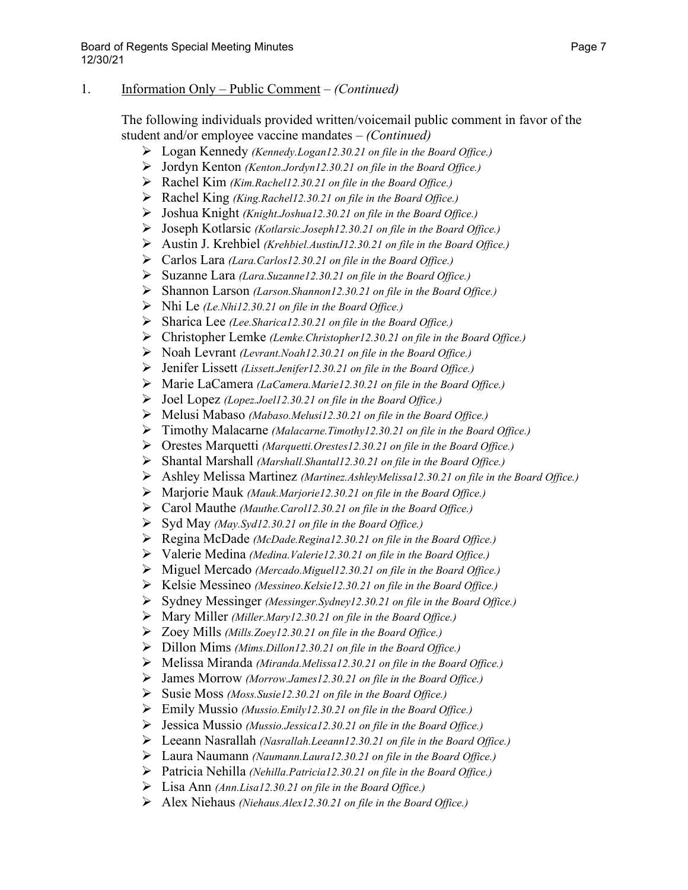1. Information Only – Public Comment – *(Continued)*

The following individuals provided written/voicemail public comment in favor of the student and/or employee vaccine mandates – *(Continued)*

- Logan Kennedy *(Kennedy.Logan12.30.21 on file in the Board Office.)*
- Jordyn Kenton *(Kenton.Jordyn12.30.21 on file in the Board Office.)*
- Rachel Kim *(Kim.Rachel12.30.21 on file in the Board Office.)*
- Rachel King *(King.Rachel12.30.21 on file in the Board Office.)*
- Joshua Knight *(Knight.Joshua12.30.21 on file in the Board Office.)*
- Joseph Kotlarsic *(Kotlarsic.Joseph12.30.21 on file in the Board Office.)*
- Austin J. Krehbiel *(Krehbiel.AustinJ12.30.21 on file in the Board Office.)*
- Carlos Lara *(Lara.Carlos12.30.21 on file in the Board Office.)*
- Suzanne Lara *(Lara.Suzanne12.30.21 on file in the Board Office.)*
- Shannon Larson *(Larson.Shannon12.30.21 on file in the Board Office.)*
- Nhi Le *(Le.Nhi12.30.21 on file in the Board Office.)*
- Sharica Lee *(Lee.Sharica12.30.21 on file in the Board Office.)*
- Christopher Lemke *(Lemke.Christopher12.30.21 on file in the Board Office.)*
- Noah Levrant *(Levrant.Noah12.30.21 on file in the Board Office.)*
- Jenifer Lissett *(Lissett.Jenifer12.30.21 on file in the Board Office.)*
- Marie LaCamera *(LaCamera.Marie12.30.21 on file in the Board Office.)*
- Joel Lopez *(Lopez.Joel12.30.21 on file in the Board Office.)*
- Melusi Mabaso *(Mabaso.Melusi12.30.21 on file in the Board Office.)*
- Timothy Malacarne *(Malacarne.Timothy12.30.21 on file in the Board Office.)*
- Orestes Marquetti *(Marquetti.Orestes12.30.21 on file in the Board Office.)*
- Shantal Marshall *(Marshall.Shantal12.30.21 on file in the Board Office.)*
- Ashley Melissa Martinez *(Martinez.AshleyMelissa12.30.21 on file in the Board Office.)*
- Marjorie Mauk *(Mauk.Marjorie12.30.21 on file in the Board Office.)*
- Carol Mauthe *(Mauthe.Carol12.30.21 on file in the Board Office.)*
- Syd May *(May.Syd12.30.21 on file in the Board Office.)*
- Regina McDade *(McDade.Regina12.30.21 on file in the Board Office.)*
- Valerie Medina *(Medina.Valerie12.30.21 on file in the Board Office.)*
- Miguel Mercado *(Mercado.Miguel12.30.21 on file in the Board Office.)*
- Kelsie Messineo *(Messineo.Kelsie12.30.21 on file in the Board Office.)*
- Sydney Messinger *(Messinger.Sydney12.30.21 on file in the Board Office.)*
- Mary Miller *(Miller.Mary12.30.21 on file in the Board Office.)*
- Zoey Mills *(Mills.Zoey12.30.21 on file in the Board Office.)*
- Dillon Mims *(Mims.Dillon12.30.21 on file in the Board Office.)*
- Melissa Miranda *(Miranda.Melissa12.30.21 on file in the Board Office.)*
- James Morrow *(Morrow.James12.30.21 on file in the Board Office.)*
- Susie Moss *(Moss.Susie12.30.21 on file in the Board Office.)*
- Emily Mussio *(Mussio.Emily12.30.21 on file in the Board Office.)*
- Jessica Mussio *(Mussio.Jessica12.30.21 on file in the Board Office.)*
- Leeann Nasrallah *(Nasrallah.Leeann12.30.21 on file in the Board Office.)*
- Laura Naumann *(Naumann.Laura12.30.21 on file in the Board Office.)*
- Patricia Nehilla *(Nehilla.Patricia12.30.21 on file in the Board Office.)*
- Lisa Ann *(Ann.Lisa12.30.21 on file in the Board Office.)*
- Alex Niehaus *(Niehaus.Alex12.30.21 on file in the Board Office.)*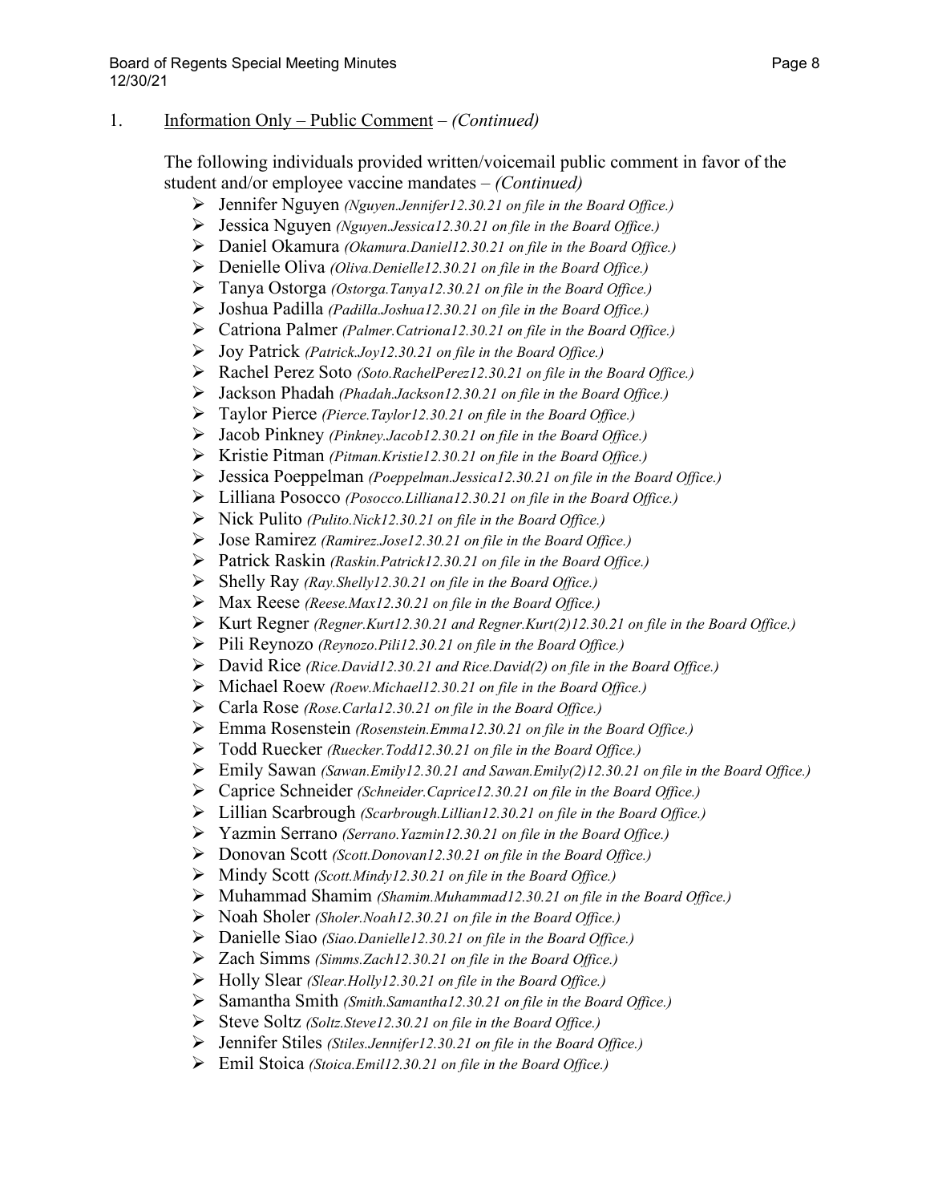1. Information Only – Public Comment – *(Continued)*

The following individuals provided written/voicemail public comment in favor of the student and/or employee vaccine mandates – *(Continued)*

- Jennifer Nguyen *(Nguyen.Jennifer12.30.21 on file in the Board Office.)*
- Jessica Nguyen *(Nguyen.Jessica12.30.21 on file in the Board Office.)*
- Daniel Okamura *(Okamura.Daniel12.30.21 on file in the Board Office.)*
- Denielle Oliva *(Oliva.Denielle12.30.21 on file in the Board Office.)*
- Tanya Ostorga *(Ostorga.Tanya12.30.21 on file in the Board Office.)*
- Joshua Padilla *(Padilla.Joshua12.30.21 on file in the Board Office.)*
- Catriona Palmer *(Palmer.Catriona12.30.21 on file in the Board Office.)*
- Joy Patrick *(Patrick.Joy12.30.21 on file in the Board Office.)*
- Rachel Perez Soto *(Soto.RachelPerez12.30.21 on file in the Board Office.)*
- Jackson Phadah *(Phadah.Jackson12.30.21 on file in the Board Office.)*
- Taylor Pierce *(Pierce.Taylor12.30.21 on file in the Board Office.)*
- Jacob Pinkney *(Pinkney.Jacob12.30.21 on file in the Board Office.)*
- Kristie Pitman *(Pitman.Kristie12.30.21 on file in the Board Office.)*
- Jessica Poeppelman *(Poeppelman.Jessica12.30.21 on file in the Board Office.)*
- Lilliana Posocco *(Posocco.Lilliana12.30.21 on file in the Board Office.)*
- Nick Pulito *(Pulito.Nick12.30.21 on file in the Board Office.)*
- Jose Ramirez *(Ramirez.Jose12.30.21 on file in the Board Office.)*
- Patrick Raskin *(Raskin.Patrick12.30.21 on file in the Board Office.)*
- Shelly Ray *(Ray.Shelly12.30.21 on file in the Board Office.)*
- Max Reese *(Reese.Max12.30.21 on file in the Board Office.)*
- Kurt Regner *(Regner.Kurt12.30.21 and Regner.Kurt(2)12.30.21 on file in the Board Office.)*
- Pili Reynozo *(Reynozo.Pili12.30.21 on file in the Board Office.)*
- David Rice *(Rice.David12.30.21 and Rice.David(2) on file in the Board Office.)*
- Michael Roew *(Roew.Michael12.30.21 on file in the Board Office.)*
- Carla Rose *(Rose.Carla12.30.21 on file in the Board Office.)*
- Emma Rosenstein *(Rosenstein.Emma12.30.21 on file in the Board Office.)*
- Todd Ruecker *(Ruecker.Todd12.30.21 on file in the Board Office.)*
- Emily Sawan *(Sawan.Emily12.30.21 and Sawan.Emily(2)12.30.21 on file in the Board Office.)*
- Caprice Schneider *(Schneider.Caprice12.30.21 on file in the Board Office.)*
- Lillian Scarbrough *(Scarbrough.Lillian12.30.21 on file in the Board Office.)*
- Yazmin Serrano *(Serrano.Yazmin12.30.21 on file in the Board Office.)*
- Donovan Scott *(Scott.Donovan12.30.21 on file in the Board Office.)*
- Mindy Scott *(Scott.Mindy12.30.21 on file in the Board Office.)*
- Muhammad Shamim *(Shamim.Muhammad12.30.21 on file in the Board Office.)*
- Noah Sholer *(Sholer.Noah12.30.21 on file in the Board Office.)*
- Danielle Siao *(Siao.Danielle12.30.21 on file in the Board Office.)*
- Zach Simms *(Simms.Zach12.30.21 on file in the Board Office.)*
- Holly Slear *(Slear.Holly12.30.21 on file in the Board Office.)*
- Samantha Smith *(Smith.Samantha12.30.21 on file in the Board Office.)*
- Steve Soltz *(Soltz.Steve12.30.21 on file in the Board Office.)*
- Jennifer Stiles *(Stiles.Jennifer12.30.21 on file in the Board Office.)*
- Emil Stoica *(Stoica.Emil12.30.21 on file in the Board Office.)*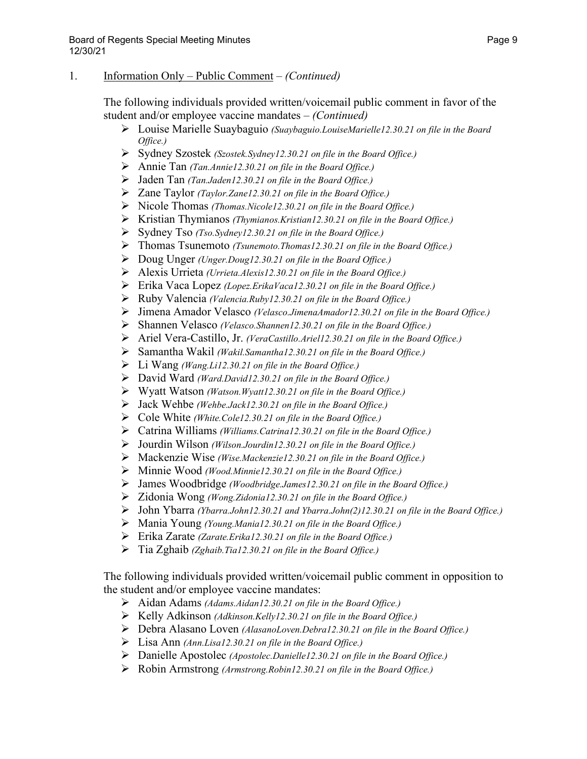1. Information Only – Public Comment – *(Continued)*

The following individuals provided written/voicemail public comment in favor of the student and/or employee vaccine mandates – *(Continued)*

- Louise Marielle Suaybaguio *(Suaybaguio.LouiseMarielle12.30.21 on file in the Board Office.)*
- Sydney Szostek *(Szostek.Sydney12.30.21 on file in the Board Office.)*
- Annie Tan *(Tan.Annie12.30.21 on file in the Board Office.)*
- Jaden Tan *(Tan.Jaden12.30.21 on file in the Board Office.)*
- Zane Taylor *(Taylor.Zane12.30.21 on file in the Board Office.)*
- Nicole Thomas *(Thomas.Nicole12.30.21 on file in the Board Office.)*
- Kristian Thymianos *(Thymianos.Kristian12.30.21 on file in the Board Office.)*
- Sydney Tso *(Tso.Sydney12.30.21 on file in the Board Office.)*
- Thomas Tsunemoto *(Tsunemoto.Thomas12.30.21 on file in the Board Office.)*
- Doug Unger *(Unger.Doug12.30.21 on file in the Board Office.)*
- Alexis Urrieta *(Urrieta.Alexis12.30.21 on file in the Board Office.)*
- Erika Vaca Lopez *(Lopez.ErikaVaca12.30.21 on file in the Board Office.)*
- Ruby Valencia *(Valencia.Ruby12.30.21 on file in the Board Office.)*
- Jimena Amador Velasco *(Velasco.JimenaAmador12.30.21 on file in the Board Office.)*
- Shannen Velasco *(Velasco.Shannen12.30.21 on file in the Board Office.)*
- Ariel Vera-Castillo, Jr. *(VeraCastillo.Ariel12.30.21 on file in the Board Office.)*
- Samantha Wakil *(Wakil.Samantha12.30.21 on file in the Board Office.)*
- Li Wang *(Wang.Li12.30.21 on file in the Board Office.)*
- David Ward *(Ward.David12.30.21 on file in the Board Office.)*
- Wyatt Watson *(Watson.Wyatt12.30.21 on file in the Board Office.)*
- Jack Wehbe *(Wehbe.Jack12.30.21 on file in the Board Office.)*
- Cole White *(White.Cole12.30.21 on file in the Board Office.)*
- Catrina Williams *(Williams.Catrina12.30.21 on file in the Board Office.)*
- Jourdin Wilson *(Wilson.Jourdin12.30.21 on file in the Board Office.)*
- Mackenzie Wise *(Wise.Mackenzie12.30.21 on file in the Board Office.)*
- Minnie Wood *(Wood.Minnie12.30.21 on file in the Board Office.)*
- James Woodbridge *(Woodbridge.James12.30.21 on file in the Board Office.)*
- Zidonia Wong *(Wong.Zidonia12.30.21 on file in the Board Office.)*
- John Ybarra *(Ybarra.John12.30.21 and Ybarra.John(2)12.30.21 on file in the Board Office.)*
- Mania Young *(Young.Mania12.30.21 on file in the Board Office.)*
- Erika Zarate *(Zarate.Erika12.30.21 on file in the Board Office.)*
- Tia Zghaib *(Zghaib.Tia12.30.21 on file in the Board Office.)*

The following individuals provided written/voicemail public comment in opposition to the student and/or employee vaccine mandates:

- Aidan Adams *(Adams.Aidan12.30.21 on file in the Board Office.)*
- Kelly Adkinson *(Adkinson.Kelly12.30.21 on file in the Board Office.)*
- Debra Alasano Loven *(AlasanoLoven.Debra12.30.21 on file in the Board Office.)*
- Lisa Ann *(Ann.Lisa12.30.21 on file in the Board Office.)*
- Danielle Apostolec *(Apostolec.Danielle12.30.21 on file in the Board Office.)*
- Robin Armstrong *(Armstrong.Robin12.30.21 on file in the Board Office.)*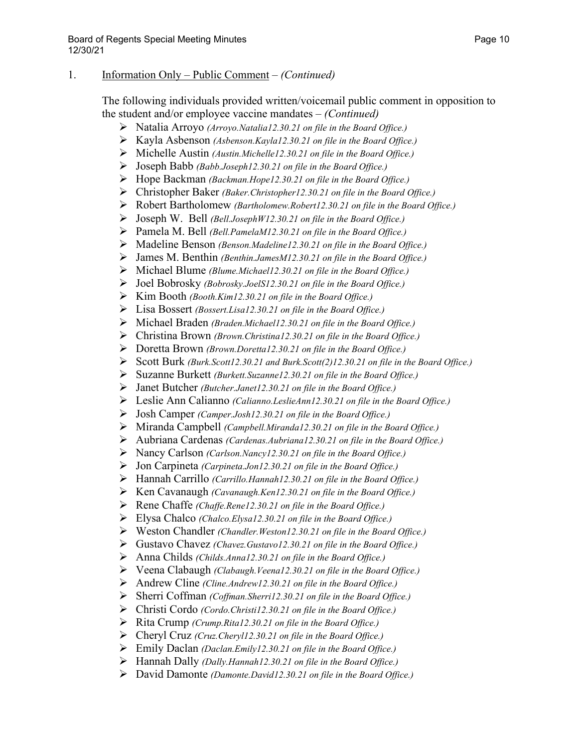1. Information Only – Public Comment – *(Continued)*

The following individuals provided written/voicemail public comment in opposition to the student and/or employee vaccine mandates – *(Continued)*

- Natalia Arroyo *(Arroyo.Natalia12.30.21 on file in the Board Office.)*
- Kayla Asbenson *(Asbenson.Kayla12.30.21 on file in the Board Office.)*
- Michelle Austin *(Austin.Michelle12.30.21 on file in the Board Office.)*
- Joseph Babb *(Babb.Joseph12.30.21 on file in the Board Office.)*
- Hope Backman *(Backman.Hope12.30.21 on file in the Board Office.)*
- Christopher Baker *(Baker.Christopher12.30.21 on file in the Board Office.)*
- Robert Bartholomew *(Bartholomew.Robert12.30.21 on file in the Board Office.)*
- Joseph W. Bell *(Bell.JosephW12.30.21 on file in the Board Office.)*
- Pamela M. Bell *(Bell.PamelaM12.30.21 on file in the Board Office.)*
- Madeline Benson *(Benson.Madeline12.30.21 on file in the Board Office.)*
- James M. Benthin *(Benthin.JamesM12.30.21 on file in the Board Office.)*
- Michael Blume *(Blume.Michael12.30.21 on file in the Board Office.)*
- Joel Bobrosky *(Bobrosky.JoelS12.30.21 on file in the Board Office.)*
- Kim Booth *(Booth.Kim12.30.21 on file in the Board Office.)*
- Lisa Bossert *(Bossert.Lisa12.30.21 on file in the Board Office.)*
- Michael Braden *(Braden.Michael12.30.21 on file in the Board Office.)*
- Christina Brown *(Brown.Christina12.30.21 on file in the Board Office.)*
- Doretta Brown *(Brown.Doretta12.30.21 on file in the Board Office.)*
- Scott Burk *(Burk.Scott12.30.21 and Burk.Scott(2)12.30.21 on file in the Board Office.)*
- Suzanne Burkett *(Burkett.Suzanne12.30.21 on file in the Board Office.)*
- Janet Butcher *(Butcher.Janet12.30.21 on file in the Board Office.)*
- Leslie Ann Calianno *(Calianno.LeslieAnn12.30.21 on file in the Board Office.)*
- Josh Camper *(Camper.Josh12.30.21 on file in the Board Office.)*
- Miranda Campbell *(Campbell.Miranda12.30.21 on file in the Board Office.)*
- Aubriana Cardenas *(Cardenas.Aubriana12.30.21 on file in the Board Office.)*
- Nancy Carlson *(Carlson.Nancy12.30.21 on file in the Board Office.)*
- Jon Carpineta *(Carpineta.Jon12.30.21 on file in the Board Office.)*
- Hannah Carrillo *(Carrillo.Hannah12.30.21 on file in the Board Office.)*
- Ken Cavanaugh *(Cavanaugh.Ken12.30.21 on file in the Board Office.)*
- Rene Chaffe *(Chaffe.Rene12.30.21 on file in the Board Office.)*
- Elysa Chalco *(Chalco.Elysa12.30.21 on file in the Board Office.)*
- Weston Chandler *(Chandler.Weston12.30.21 on file in the Board Office.)*
- Gustavo Chavez *(Chavez.Gustavo12.30.21 on file in the Board Office.)*
- Anna Childs *(Childs.Anna12.30.21 on file in the Board Office.)*
- Veena Clabaugh *(Clabaugh.Veena12.30.21 on file in the Board Office.)*
- Andrew Cline *(Cline.Andrew12.30.21 on file in the Board Office.)*
- Sherri Coffman *(Coffman.Sherri12.30.21 on file in the Board Office.)*
- Christi Cordo *(Cordo.Christi12.30.21 on file in the Board Office.)*
- Rita Crump *(Crump.Rita12.30.21 on file in the Board Office.)*
- Cheryl Cruz *(Cruz.Cheryl12.30.21 on file in the Board Office.)*
- Emily Daclan *(Daclan.Emily12.30.21 on file in the Board Office.)*
- Hannah Dally *(Dally.Hannah12.30.21 on file in the Board Office.)*
- David Damonte *(Damonte.David12.30.21 on file in the Board Office.)*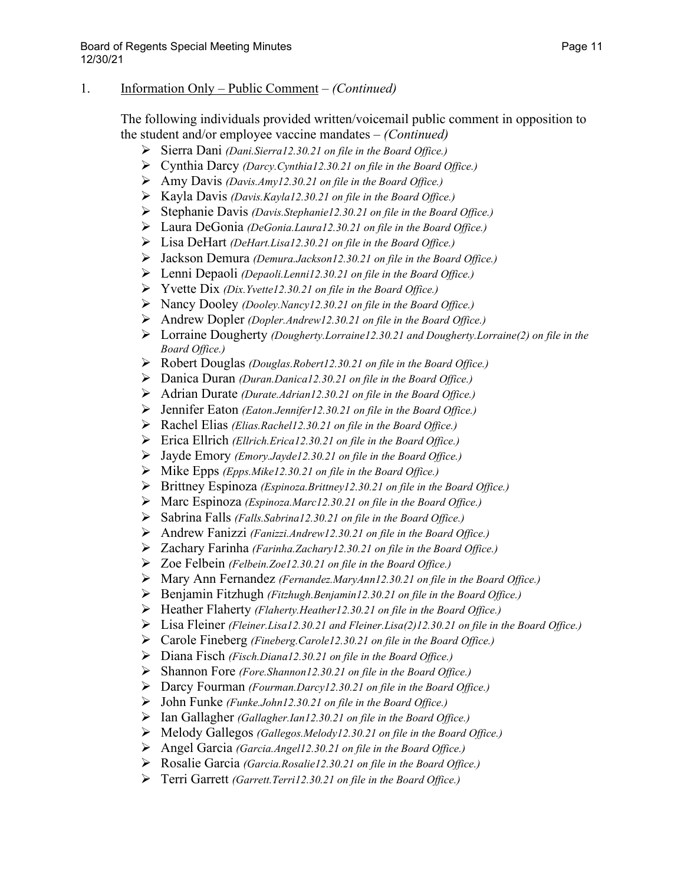1. Information Only – Public Comment – *(Continued)*

   The following individuals provided written/voicemail public comment in opposition to the student and/or employee vaccine mandates – *(Continued)*

   - Sierra Dani *(Dani.Sierra12.30.21 on file in the Board Office.)*
   - Cynthia Darcy *(Darcy.Cynthia12.30.21 on file in the Board Office.)*
   - Amy Davis *(Davis.Amy12.30.21 on file in the Board Office.)*
   - Kayla Davis *(Davis.Kayla12.30.21 on file in the Board Office.)*
   - Stephanie Davis *(Davis.Stephanie12.30.21 on file in the Board Office.)*
   - Laura DeGonia *(DeGonia.Laura12.30.21 on file in the Board Office.)*
   - Lisa DeHart *(DeHart.Lisa12.30.21 on file in the Board Office.)*
   - Jackson Demura *(Demura.Jackson12.30.21 on file in the Board Office.)*
   - Lenni Depaoli *(Depaoli.Lenni12.30.21 on file in the Board Office.)*
   - Yvette Dix *(Dix.Yvette12.30.21 on file in the Board Office.)*
   - Nancy Dooley *(Dooley.Nancy12.30.21 on file in the Board Office.)*
   - Andrew Dopler *(Dopler.Andrew12.30.21 on file in the Board Office.)*
   - Lorraine Dougherty *(Dougherty.Lorraine12.30.21 and Dougherty.Lorraine(2) on file in the Board Office.)*
   - Robert Douglas *(Douglas.Robert12.30.21 on file in the Board Office.)*
   - Danica Duran *(Duran.Danica12.30.21 on file in the Board Office.)*
   - Adrian Durate *(Durate.Adrian12.30.21 on file in the Board Office.)*
   - Jennifer Eaton *(Eaton.Jennifer12.30.21 on file in the Board Office.)*
   - Rachel Elias *(Elias.Rachel12.30.21 on file in the Board Office.)*
   - Erica Ellrich *(Ellrich.Erica12.30.21 on file in the Board Office.)*
   - Jayde Emory *(Emory.Jayde12.30.21 on file in the Board Office.)*
   - Mike Epps *(Epps.Mike12.30.21 on file in the Board Office.)*
   - Brittney Espinoza *(Espinoza.Brittney12.30.21 on file in the Board Office.)*
   - Marc Espinoza *(Espinoza.Marc12.30.21 on file in the Board Office.)*
   - Sabrina Falls *(Falls.Sabrina12.30.21 on file in the Board Office.)*
   - Andrew Fanizzi *(Fanizzi.Andrew12.30.21 on file in the Board Office.)*
   - Zachary Farinha *(Farinha.Zachary12.30.21 on file in the Board Office.)*
   - Zoe Felbein *(Felbein.Zoe12.30.21 on file in the Board Office.)*
   - Mary Ann Fernandez *(Fernandez.MaryAnn12.30.21 on file in the Board Office.)*
   - Benjamin Fitzhugh *(Fitzhugh.Benjamin12.30.21 on file in the Board Office.)*
   - Heather Flaherty *(Flaherty.Heather12.30.21 on file in the Board Office.)*
   - Lisa Fleiner *(Fleiner.Lisa12.30.21 and Fleiner.Lisa(2)12.30.21 on file in the Board Office.)*
   - Carole Fineberg *(Fineberg.Carole12.30.21 on file in the Board Office.)*
   - Diana Fisch *(Fisch.Diana12.30.21 on file in the Board Office.)*
   - Shannon Fore *(Fore.Shannon12.30.21 on file in the Board Office.)*
   - Darcy Fourman *(Fourman.Darcy12.30.21 on file in the Board Office.)*
   - John Funke *(Funke.John12.30.21 on file in the Board Office.)*
   - Ian Gallagher *(Gallagher.Ian12.30.21 on file in the Board Office.)*
   - Melody Gallegos *(Gallegos.Melody12.30.21 on file in the Board Office.)*
   - Angel Garcia *(Garcia.Angel12.30.21 on file in the Board Office.)*
   - Rosalie Garcia *(Garcia.Rosalie12.30.21 on file in the Board Office.)*
   - Terri Garrett *(Garrett.Terri12.30.21 on file in the Board Office.)*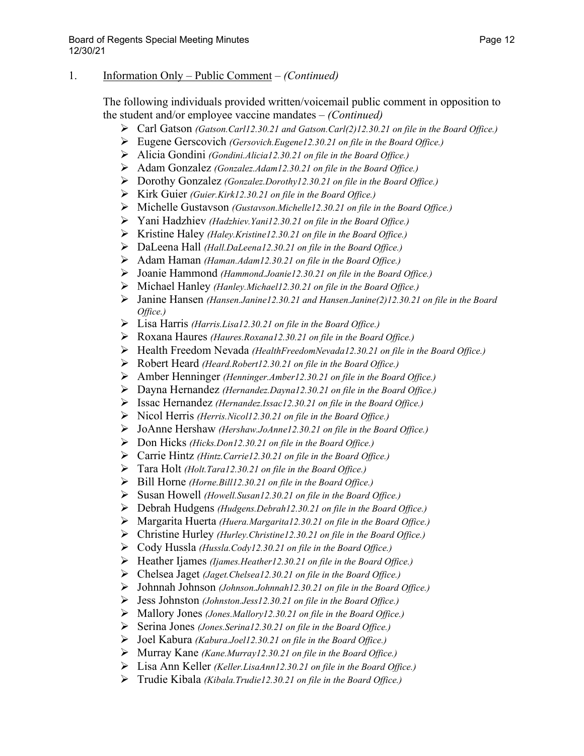1. Information Only – Public Comment – *(Continued)*

   The following individuals provided written/voicemail public comment in opposition to the student and/or employee vaccine mandates – *(Continued)*

   - Carl Gatson *(Gatson.Carl12.30.21 and Gatson.Carl(2)12.30.21 on file in the Board Office.)*
   - Eugene Gerscovich *(Gersovich.Eugene12.30.21 on file in the Board Office.)*
   - Alicia Gondini *(Gondini.Alicia12.30.21 on file in the Board Office.)*
   - Adam Gonzalez *(Gonzalez.Adam12.30.21 on file in the Board Office.)*
   - Dorothy Gonzalez *(Gonzalez.Dorothy12.30.21 on file in the Board Office.)*
   - Kirk Guier *(Guier.Kirk12.30.21 on file in the Board Office.)*
   - Michelle Gustavson *(Gustavson.Michelle12.30.21 on file in the Board Office.)*
   - Yani Hadzhiev *(Hadzhiev.Yani12.30.21 on file in the Board Office.)*
   - Kristine Haley *(Haley.Kristine12.30.21 on file in the Board Office.)*
   - DaLeena Hall *(Hall.DaLeena12.30.21 on file in the Board Office.)*
   - Adam Haman *(Haman.Adam12.30.21 on file in the Board Office.)*
   - Joanie Hammond *(Hammond.Joanie12.30.21 on file in the Board Office.)*
   - Michael Hanley *(Hanley.Michael12.30.21 on file in the Board Office.)*
   - Janine Hansen *(Hansen.Janine12.30.21 and Hansen.Janine(2)12.30.21 on file in the Board Office.)*
   - Lisa Harris *(Harris.Lisa12.30.21 on file in the Board Office.)*
   - Roxana Haures *(Haures.Roxana12.30.21 on file in the Board Office.)*
   - Health Freedom Nevada *(HealthFreedomNevada12.30.21 on file in the Board Office.)*
   - Robert Heard *(Heard.Robert12.30.21 on file in the Board Office.)*
   - Amber Henninger *(Henninger.Amber12.30.21 on file in the Board Office.)*
   - Dayna Hernandez *(Hernandez.Dayna12.30.21 on file in the Board Office.)*
   - Issac Hernandez *(Hernandez.Issac12.30.21 on file in the Board Office.)*
   - Nicol Herris *(Herris.Nicol12.30.21 on file in the Board Office.)*
   - JoAnne Hershaw *(Hershaw.JoAnne12.30.21 on file in the Board Office.)*
   - Don Hicks *(Hicks.Don12.30.21 on file in the Board Office.)*
   - Carrie Hintz *(Hintz.Carrie12.30.21 on file in the Board Office.)*
   - Tara Holt *(Holt.Tara12.30.21 on file in the Board Office.)*
   - Bill Horne *(Horne.Bill12.30.21 on file in the Board Office.)*
   - Susan Howell *(Howell.Susan12.30.21 on file in the Board Office.)*
   - Debrah Hudgens *(Hudgens.Debrah12.30.21 on file in the Board Office.)*
   - Margarita Huerta *(Huera.Margarita12.30.21 on file in the Board Office.)*
   - Christine Hurley *(Hurley.Christine12.30.21 on file in the Board Office.)*
   - Cody Hussla *(Hussla.Cody12.30.21 on file in the Board Office.)*
   - Heather Ijames *(Ijames.Heather12.30.21 on file in the Board Office.)*
   - Chelsea Jaget *(Jaget.Chelsea12.30.21 on file in the Board Office.)*
   - Johnnah Johnson *(Johnson.Johnnah12.30.21 on file in the Board Office.)*
   - Jess Johnston *(Johnston.Jess12.30.21 on file in the Board Office.)*
   - Mallory Jones *(Jones.Mallory12.30.21 on file in the Board Office.)*
   - Serina Jones *(Jones.Serina12.30.21 on file in the Board Office.)*
   - Joel Kabura *(Kabura.Joel12.30.21 on file in the Board Office.)*
   - Murray Kane *(Kane.Murray12.30.21 on file in the Board Office.)*
   - Lisa Ann Keller *(Keller.LisaAnn12.30.21 on file in the Board Office.)*
   - Trudie Kibala *(Kibala.Trudie12.30.21 on file in the Board Office.)*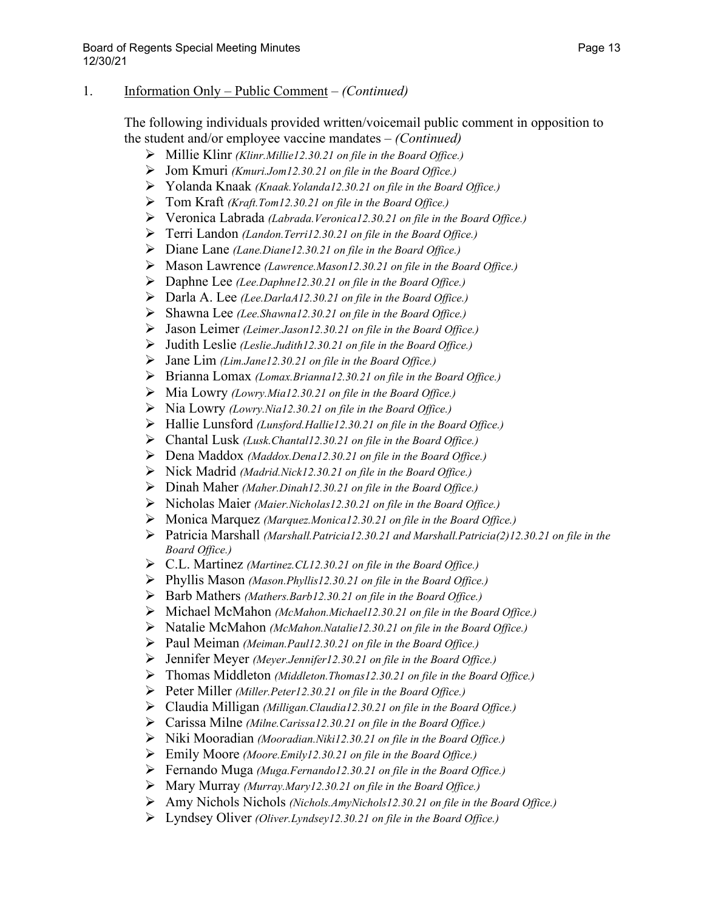1. Information Only – Public Comment – *(Continued)*

   The following individuals provided written/voicemail public comment in opposition to the student and/or employee vaccine mandates – *(Continued)*

   - Millie Klinr *(Klinr.Millie12.30.21 on file in the Board Office.)*
   - Jom Kmuri *(Kmuri.Jom12.30.21 on file in the Board Office.)*
   - Yolanda Knaak *(Knaak.Yolanda12.30.21 on file in the Board Office.)*
   - Tom Kraft *(Kraft.Tom12.30.21 on file in the Board Office.)*
   - Veronica Labrada *(Labrada.Veronica12.30.21 on file in the Board Office.)*
   - Terri Landon *(Landon.Terri12.30.21 on file in the Board Office.)*
   - Diane Lane *(Lane.Diane12.30.21 on file in the Board Office.)*
   - Mason Lawrence *(Lawrence.Mason12.30.21 on file in the Board Office.)*
   - Daphne Lee *(Lee.Daphne12.30.21 on file in the Board Office.)*
   - Darla A. Lee *(Lee.DarlaA12.30.21 on file in the Board Office.)*
   - Shawna Lee *(Lee.Shawna12.30.21 on file in the Board Office.)*
   - Jason Leimer *(Leimer.Jason12.30.21 on file in the Board Office.)*
   - Judith Leslie *(Leslie.Judith12.30.21 on file in the Board Office.)*
   - Jane Lim *(Lim.Jane12.30.21 on file in the Board Office.)*
   - Brianna Lomax *(Lomax.Brianna12.30.21 on file in the Board Office.)*
   - Mia Lowry *(Lowry.Mia12.30.21 on file in the Board Office.)*
   - Nia Lowry *(Lowry.Nia12.30.21 on file in the Board Office.)*
   - Hallie Lunsford *(Lunsford.Hallie12.30.21 on file in the Board Office.)*
   - Chantal Lusk *(Lusk.Chantal12.30.21 on file in the Board Office.)*
   - Dena Maddox *(Maddox.Dena12.30.21 on file in the Board Office.)*
   - Nick Madrid *(Madrid.Nick12.30.21 on file in the Board Office.)*
   - Dinah Maher *(Maher.Dinah12.30.21 on file in the Board Office.)*
   - Nicholas Maier *(Maier.Nicholas12.30.21 on file in the Board Office.)*
   - Monica Marquez *(Marquez.Monica12.30.21 on file in the Board Office.)*
   - Patricia Marshall *(Marshall.Patricia12.30.21 and Marshall.Patricia(2)12.30.21 on file in the Board Office.)*
   - C.L. Martinez *(Martinez.CL12.30.21 on file in the Board Office.)*
   - Phyllis Mason *(Mason.Phyllis12.30.21 on file in the Board Office.)*
   - Barb Mathers *(Mathers.Barb12.30.21 on file in the Board Office.)*
   - Michael McMahon *(McMahon.Michael12.30.21 on file in the Board Office.)*
   - Natalie McMahon *(McMahon.Natalie12.30.21 on file in the Board Office.)*
   - Paul Meiman *(Meiman.Paul12.30.21 on file in the Board Office.)*
   - Jennifer Meyer *(Meyer.Jennifer12.30.21 on file in the Board Office.)*
   - Thomas Middleton *(Middleton.Thomas12.30.21 on file in the Board Office.)*
   - Peter Miller *(Miller.Peter12.30.21 on file in the Board Office.)*
   - Claudia Milligan *(Milligan.Claudia12.30.21 on file in the Board Office.)*
   - Carissa Milne *(Milne.Carissa12.30.21 on file in the Board Office.)*
   - Niki Mooradian *(Mooradian.Niki12.30.21 on file in the Board Office.)*
   - Emily Moore *(Moore.Emily12.30.21 on file in the Board Office.)*
   - Fernando Muga *(Muga.Fernando12.30.21 on file in the Board Office.)*
   - Mary Murray *(Murray.Mary12.30.21 on file in the Board Office.)*
   - Amy Nichols Nichols *(Nichols.AmyNichols12.30.21 on file in the Board Office.)*
   - Lyndsey Oliver *(Oliver.Lyndsey12.30.21 on file in the Board Office.)*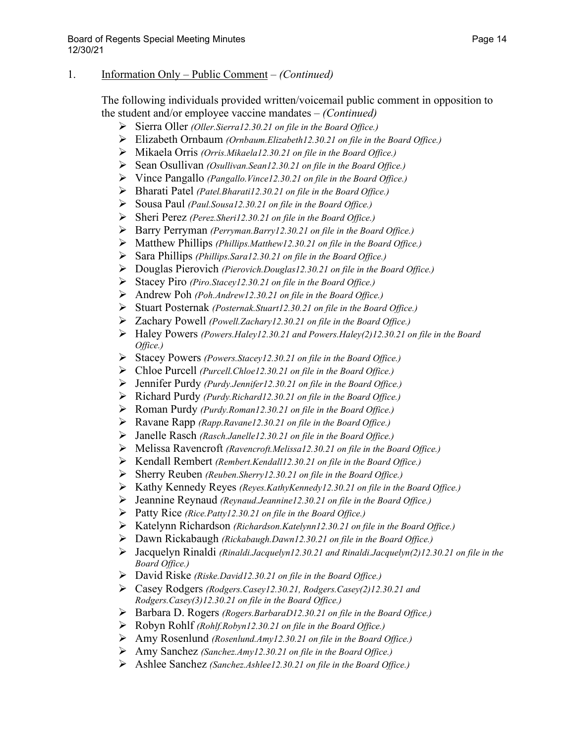1. Information Only – Public Comment – *(Continued)*

The following individuals provided written/voicemail public comment in opposition to the student and/or employee vaccine mandates – *(Continued)*

- Sierra Oller *(Oller.Sierra12.30.21 on file in the Board Office.)*
- Elizabeth Ornbaum *(Ornbaum.Elizabeth12.30.21 on file in the Board Office.)*
- Mikaela Orris *(Orris.Mikaela12.30.21 on file in the Board Office.)*
- Sean Osullivan *(Osullivan.Sean12.30.21 on file in the Board Office.)*
- Vince Pangallo *(Pangallo.Vince12.30.21 on file in the Board Office.)*
- Bharati Patel *(Patel.Bharati12.30.21 on file in the Board Office.)*
- Sousa Paul *(Paul.Sousa12.30.21 on file in the Board Office.)*
- Sheri Perez *(Perez.Sheri12.30.21 on file in the Board Office.)*
- Barry Perryman *(Perryman.Barry12.30.21 on file in the Board Office.)*
- Matthew Phillips *(Phillips.Matthew12.30.21 on file in the Board Office.)*
- Sara Phillips *(Phillips.Sara12.30.21 on file in the Board Office.)*
- Douglas Pierovich *(Pierovich.Douglas12.30.21 on file in the Board Office.)*
- Stacey Piro *(Piro.Stacey12.30.21 on file in the Board Office.)*
- Andrew Poh *(Poh.Andrew12.30.21 on file in the Board Office.)*
- Stuart Posternak *(Posternak.Stuart12.30.21 on file in the Board Office.)*
- Zachary Powell *(Powell.Zachary12.30.21 on file in the Board Office.)*
- Haley Powers *(Powers.Haley12.30.21 and Powers.Haley(2)12.30.21 on file in the Board Office.)*
- Stacey Powers *(Powers.Stacey12.30.21 on file in the Board Office.)*
- Chloe Purcell *(Purcell.Chloe12.30.21 on file in the Board Office.)*
- Jennifer Purdy *(Purdy.Jennifer12.30.21 on file in the Board Office.)*
- Richard Purdy *(Purdy.Richard12.30.21 on file in the Board Office.)*
- Roman Purdy *(Purdy.Roman12.30.21 on file in the Board Office.)*
- Ravane Rapp *(Rapp.Ravane12.30.21 on file in the Board Office.)*
- Janelle Rasch *(Rasch.Janelle12.30.21 on file in the Board Office.)*
- Melissa Ravencroft *(Ravencroft.Melissa12.30.21 on file in the Board Office.)*
- Kendall Rembert *(Rembert.Kendall12.30.21 on file in the Board Office.)*
- Sherry Reuben *(Reuben.Sherry12.30.21 on file in the Board Office.)*
- Kathy Kennedy Reyes *(Reyes.KathyKennedy12.30.21 on file in the Board Office.)*
- Jeannine Reynaud *(Reynaud.Jeannine12.30.21 on file in the Board Office.)*
- Patty Rice *(Rice.Patty12.30.21 on file in the Board Office.)*
- Katelynn Richardson *(Richardson.Katelynn12.30.21 on file in the Board Office.)*
- Dawn Rickabaugh *(Rickabaugh.Dawn12.30.21 on file in the Board Office.)*
- Jacquelyn Rinaldi *(Rinaldi.Jacquelyn12.30.21 and Rinaldi.Jacquelyn(2)12.30.21 on file in the Board Office.)*
- David Riske *(Riske.David12.30.21 on file in the Board Office.)*
- Casey Rodgers *(Rodgers.Casey12.30.21, Rodgers.Casey(2)12.30.21 and Rodgers.Casey(3)12.30.21 on file in the Board Office.)*
- Barbara D. Rogers *(Rogers.BarbaraD12.30.21 on file in the Board Office.)*
- Robyn Rohlf *(Rohlf.Robyn12.30.21 on file in the Board Office.)*
- Amy Rosenlund *(Rosenlund.Amy12.30.21 on file in the Board Office.)*
- Amy Sanchez *(Sanchez.Amy12.30.21 on file in the Board Office.)*
- Ashlee Sanchez *(Sanchez.Ashlee12.30.21 on file in the Board Office.)*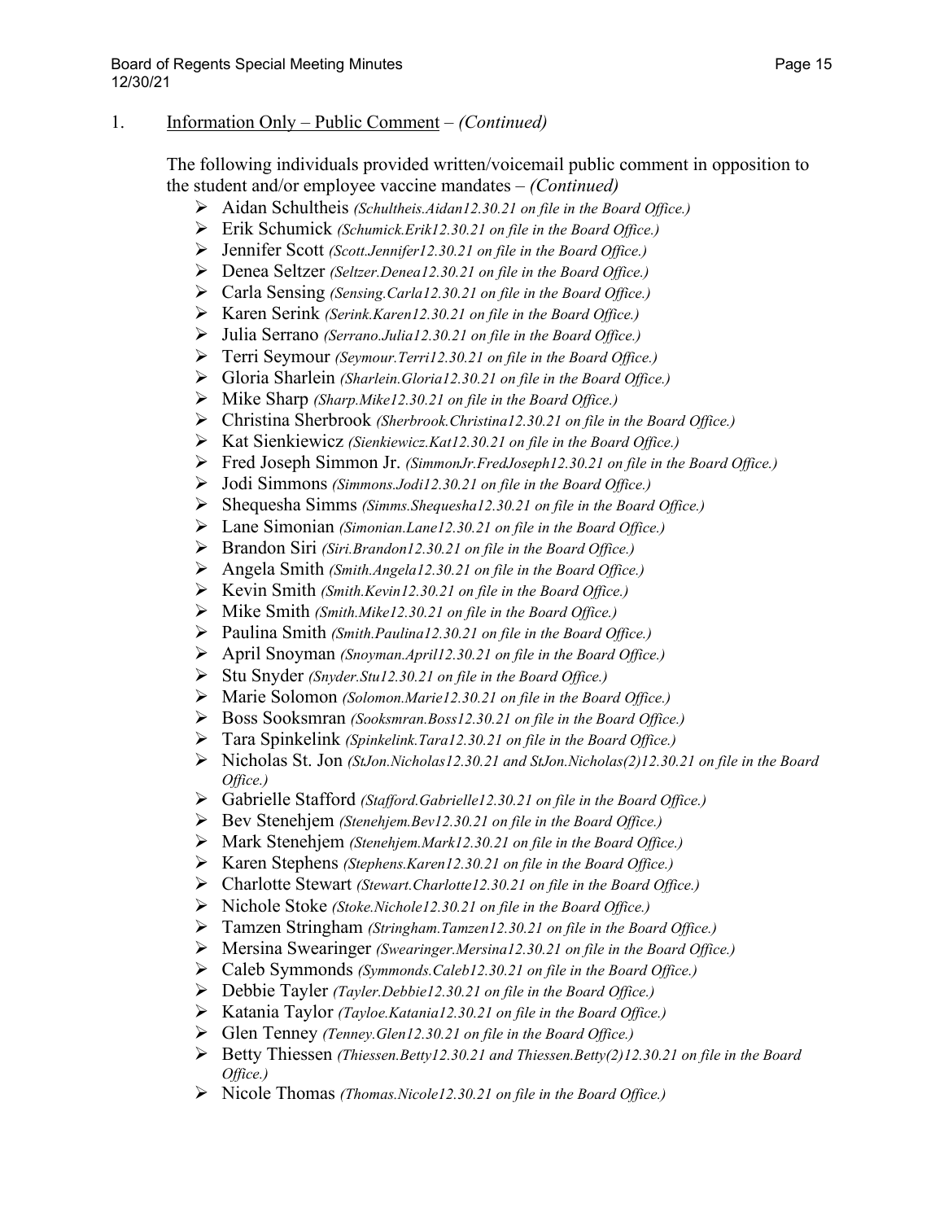1. Information Only – Public Comment – *(Continued)*

The following individuals provided written/voicemail public comment in opposition to the student and/or employee vaccine mandates – *(Continued)*

- Aidan Schultheis *(Schultheis.Aidan12.30.21 on file in the Board Office.)*
- Erik Schumick *(Schumick.Erik12.30.21 on file in the Board Office.)*
- Jennifer Scott *(Scott.Jennifer12.30.21 on file in the Board Office.)*
- Denea Seltzer *(Seltzer.Denea12.30.21 on file in the Board Office.)*
- Carla Sensing *(Sensing.Carla12.30.21 on file in the Board Office.)*
- Karen Serink *(Serink.Karen12.30.21 on file in the Board Office.)*
- Julia Serrano *(Serrano.Julia12.30.21 on file in the Board Office.)*
- Terri Seymour *(Seymour.Terri12.30.21 on file in the Board Office.)*
- Gloria Sharlein *(Sharlein.Gloria12.30.21 on file in the Board Office.)*
- Mike Sharp *(Sharp.Mike12.30.21 on file in the Board Office.)*
- Christina Sherbrook *(Sherbrook.Christina12.30.21 on file in the Board Office.)*
- Kat Sienkiewicz *(Sienkiewicz.Kat12.30.21 on file in the Board Office.)*
- Fred Joseph Simmon Jr. *(SimmonJr.FredJoseph12.30.21 on file in the Board Office.)*
- Jodi Simmons *(Simmons.Jodi12.30.21 on file in the Board Office.)*
- Shequesha Simms *(Simms.Shequesha12.30.21 on file in the Board Office.)*
- Lane Simonian *(Simonian.Lane12.30.21 on file in the Board Office.)*
- Brandon Siri *(Siri.Brandon12.30.21 on file in the Board Office.)*
- Angela Smith *(Smith.Angela12.30.21 on file in the Board Office.)*
- Kevin Smith *(Smith.Kevin12.30.21 on file in the Board Office.)*
- Mike Smith *(Smith.Mike12.30.21 on file in the Board Office.)*
- Paulina Smith *(Smith.Paulina12.30.21 on file in the Board Office.)*
- April Snoyman *(Snoyman.April12.30.21 on file in the Board Office.)*
- Stu Snyder *(Snyder.Stu12.30.21 on file in the Board Office.)*
- Marie Solomon *(Solomon.Marie12.30.21 on file in the Board Office.)*
- Boss Sooksmran *(Sooksmran.Boss12.30.21 on file in the Board Office.)*
- Tara Spinkelink *(Spinkelink.Tara12.30.21 on file in the Board Office.)*
- Nicholas St. Jon *(StJon.Nicholas12.30.21 and StJon.Nicholas(2)12.30.21 on file in the Board Office.)*
- Gabrielle Stafford *(Stafford.Gabrielle12.30.21 on file in the Board Office.)*
- Bev Stenehjem *(Stenehjem.Bev12.30.21 on file in the Board Office.)*
- Mark Stenehjem *(Stenehjem.Mark12.30.21 on file in the Board Office.)*
- Karen Stephens *(Stephens.Karen12.30.21 on file in the Board Office.)*
- Charlotte Stewart *(Stewart.Charlotte12.30.21 on file in the Board Office.)*
- Nichole Stoke *(Stoke.Nichole12.30.21 on file in the Board Office.)*
- Tamzen Stringham *(Stringham.Tamzen12.30.21 on file in the Board Office.)*
- Mersina Swearinger *(Swearinger.Mersina12.30.21 on file in the Board Office.)*
- Caleb Symmonds *(Symmonds.Caleb12.30.21 on file in the Board Office.)*
- Debbie Tayler *(Tayler.Debbie12.30.21 on file in the Board Office.)*
- Katania Taylor *(Tayloe.Katania12.30.21 on file in the Board Office.)*
- Glen Tenney *(Tenney.Glen12.30.21 on file in the Board Office.)*
- Betty Thiessen *(Thiessen.Betty12.30.21 and Thiessen.Betty(2)12.30.21 on file in the Board Office.)*
- Nicole Thomas *(Thomas.Nicole12.30.21 on file in the Board Office.)*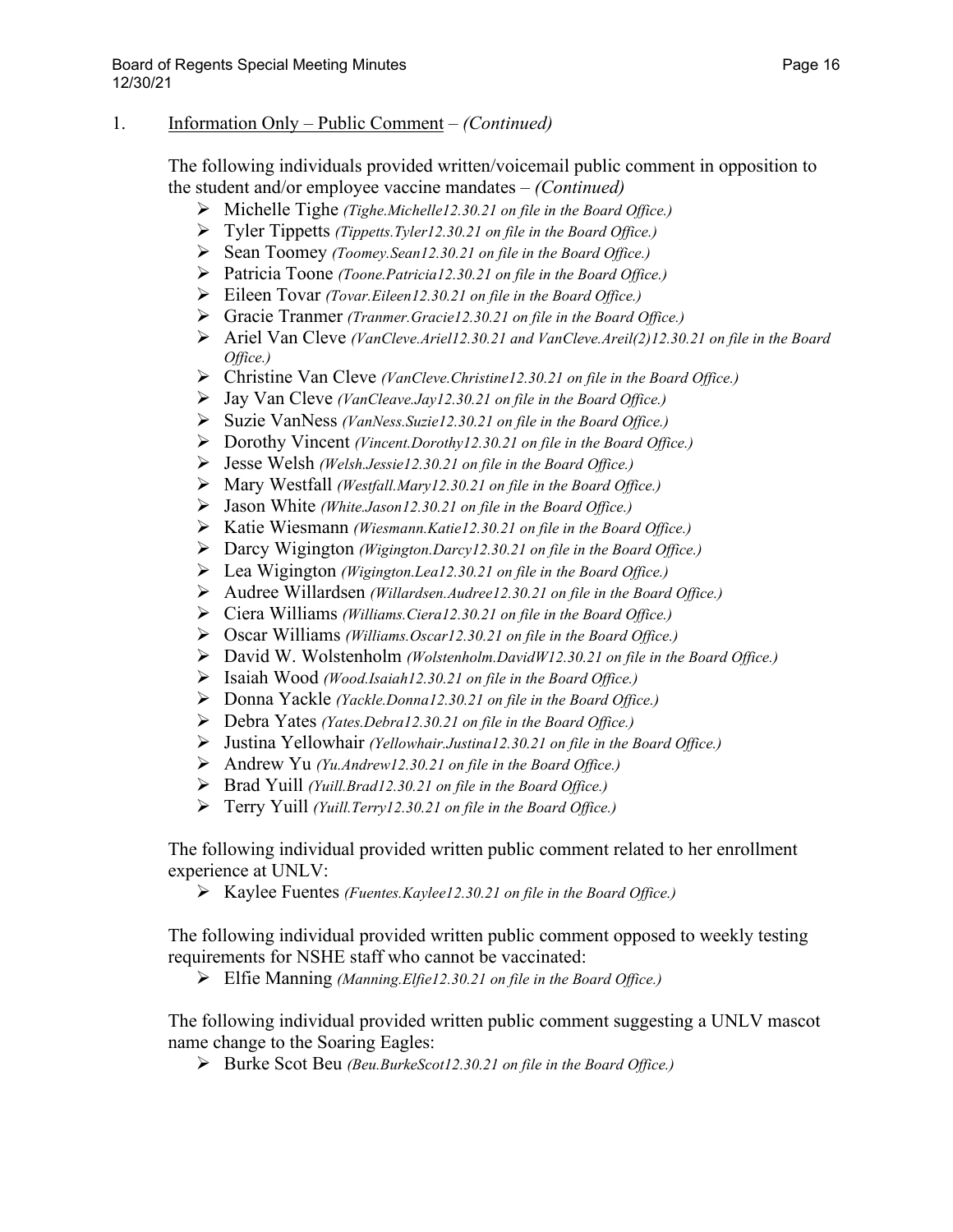1. Information Only – Public Comment – *(Continued)*

The following individuals provided written/voicemail public comment in opposition to the student and/or employee vaccine mandates – *(Continued)*

- Michelle Tighe *(Tighe.Michelle12.30.21 on file in the Board Office.)*
- Tyler Tippetts *(Tippetts.Tyler12.30.21 on file in the Board Office.)*
- Sean Toomey *(Toomey.Sean12.30.21 on file in the Board Office.)*
- Patricia Toone *(Toone.Patricia12.30.21 on file in the Board Office.)*
- Eileen Tovar *(Tovar.Eileen12.30.21 on file in the Board Office.)*
- Gracie Tranmer *(Tranmer.Gracie12.30.21 on file in the Board Office.)*
- Ariel Van Cleve *(VanCleve.Ariel12.30.21 and VanCleve.Areil(2)12.30.21 on file in the Board Office.)*
- Christine Van Cleve *(VanCleve.Christine12.30.21 on file in the Board Office.)*
- Jay Van Cleve *(VanCleave.Jay12.30.21 on file in the Board Office.)*
- Suzie VanNess *(VanNess.Suzie12.30.21 on file in the Board Office.)*
- Dorothy Vincent *(Vincent.Dorothy12.30.21 on file in the Board Office.)*
- Jesse Welsh *(Welsh.Jessie12.30.21 on file in the Board Office.)*
- Mary Westfall *(Westfall.Mary12.30.21 on file in the Board Office.)*
- Jason White *(White.Jason12.30.21 on file in the Board Office.)*
- Katie Wiesmann *(Wiesmann.Katie12.30.21 on file in the Board Office.)*
- Darcy Wigington *(Wigington.Darcy12.30.21 on file in the Board Office.)*
- Lea Wigington *(Wigington.Lea12.30.21 on file in the Board Office.)*
- Audree Willardsen *(Willardsen.Audree12.30.21 on file in the Board Office.)*
- Ciera Williams *(Williams.Ciera12.30.21 on file in the Board Office.)*
- Oscar Williams *(Williams.Oscar12.30.21 on file in the Board Office.)*
- David W. Wolstenholm *(Wolstenholm.DavidW12.30.21 on file in the Board Office.)*
- Isaiah Wood *(Wood.Isaiah12.30.21 on file in the Board Office.)*
- Donna Yackle *(Yackle.Donna12.30.21 on file in the Board Office.)*
- Debra Yates *(Yates.Debra12.30.21 on file in the Board Office.)*
- Justina Yellowhair *(Yellowhair.Justina12.30.21 on file in the Board Office.)*
- Andrew Yu *(Yu.Andrew12.30.21 on file in the Board Office.)*
- Brad Yuill *(Yuill.Brad12.30.21 on file in the Board Office.)*
- Terry Yuill *(Yuill.Terry12.30.21 on file in the Board Office.)*

The following individual provided written public comment related to her enrollment experience at UNLV:

- Kaylee Fuentes *(Fuentes.Kaylee12.30.21 on file in the Board Office.)*

The following individual provided written public comment opposed to weekly testing requirements for NSHE staff who cannot be vaccinated:

- Elfie Manning *(Manning.Elfie12.30.21 on file in the Board Office.)*

The following individual provided written public comment suggesting a UNLV mascot name change to the Soaring Eagles:

- Burke Scot Beu *(Beu.BurkeScot12.30.21 on file in the Board Office.)*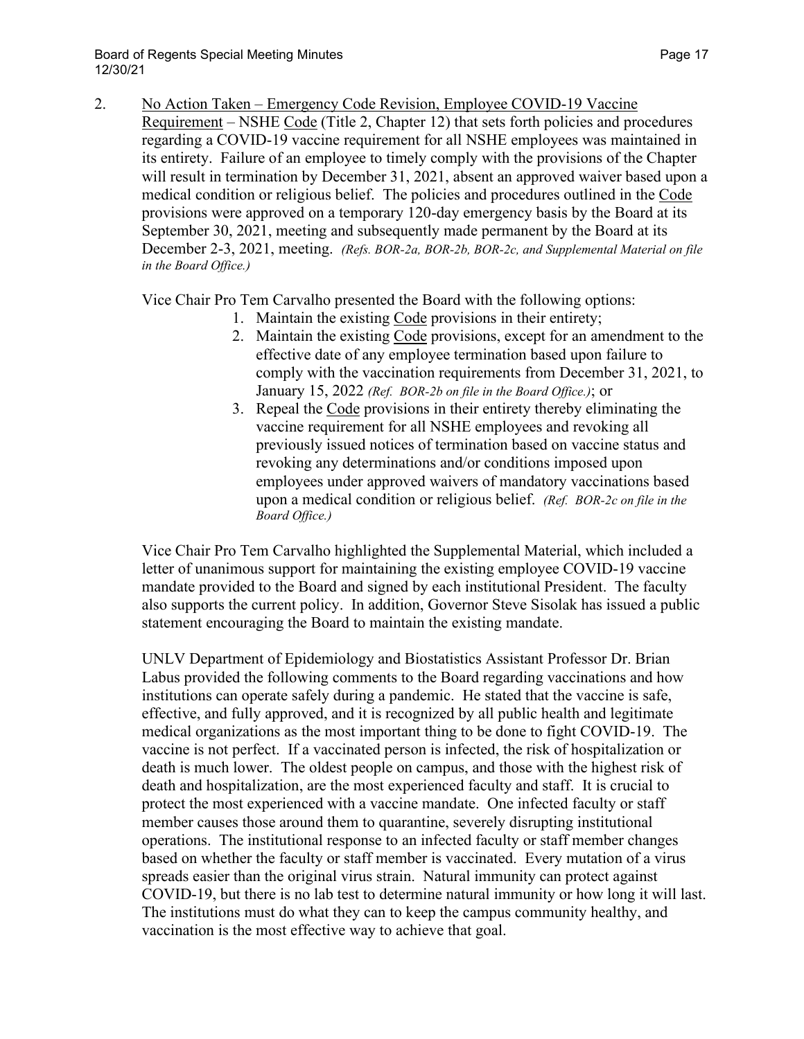2. No Action Taken – Emergency Code Revision, Employee COVID-19 Vaccine Requirement – NSHE Code (Title 2, Chapter 12) that sets forth policies and procedures regarding a COVID-19 vaccine requirement for all NSHE employees was maintained in its entirety. Failure of an employee to timely comply with the provisions of the Chapter will result in termination by December 31, 2021, absent an approved waiver based upon a medical condition or religious belief. The policies and procedures outlined in the Code provisions were approved on a temporary 120-day emergency basis by the Board at its September 30, 2021, meeting and subsequently made permanent by the Board at its December 2-3, 2021, meeting. *(Refs. BOR-2a, BOR-2b, BOR-2c, and Supplemental Material on file in the Board Office.)*

   Vice Chair Pro Tem Carvalho presented the Board with the following options:

   1. Maintain the existing Code provisions in their entirety;
   2. Maintain the existing Code provisions, except for an amendment to the effective date of any employee termination based upon failure to comply with the vaccination requirements from December 31, 2021, to January 15, 2022 *(Ref. BOR-2b on file in the Board Office.)*; or
   3. Repeal the Code provisions in their entirety thereby eliminating the vaccine requirement for all NSHE employees and revoking all previously issued notices of termination based on vaccine status and revoking any determinations and/or conditions imposed upon employees under approved waivers of mandatory vaccinations based upon a medical condition or religious belief. *(Ref. BOR-2c on file in the Board Office.)*

   Vice Chair Pro Tem Carvalho highlighted the Supplemental Material, which included a letter of unanimous support for maintaining the existing employee COVID-19 vaccine mandate provided to the Board and signed by each institutional President. The faculty also supports the current policy. In addition, Governor Steve Sisolak has issued a public statement encouraging the Board to maintain the existing mandate.

   UNLV Department of Epidemiology and Biostatistics Assistant Professor Dr. Brian Labus provided the following comments to the Board regarding vaccinations and how institutions can operate safely during a pandemic. He stated that the vaccine is safe, effective, and fully approved, and it is recognized by all public health and legitimate medical organizations as the most important thing to be done to fight COVID-19. The vaccine is not perfect. If a vaccinated person is infected, the risk of hospitalization or death is much lower. The oldest people on campus, and those with the highest risk of death and hospitalization, are the most experienced faculty and staff. It is crucial to protect the most experienced with a vaccine mandate. One infected faculty or staff member causes those around them to quarantine, severely disrupting institutional operations. The institutional response to an infected faculty or staff member changes based on whether the faculty or staff member is vaccinated. Every mutation of a virus spreads easier than the original virus strain. Natural immunity can protect against COVID-19, but there is no lab test to determine natural immunity or how long it will last. The institutions must do what they can to keep the campus community healthy, and vaccination is the most effective way to achieve that goal.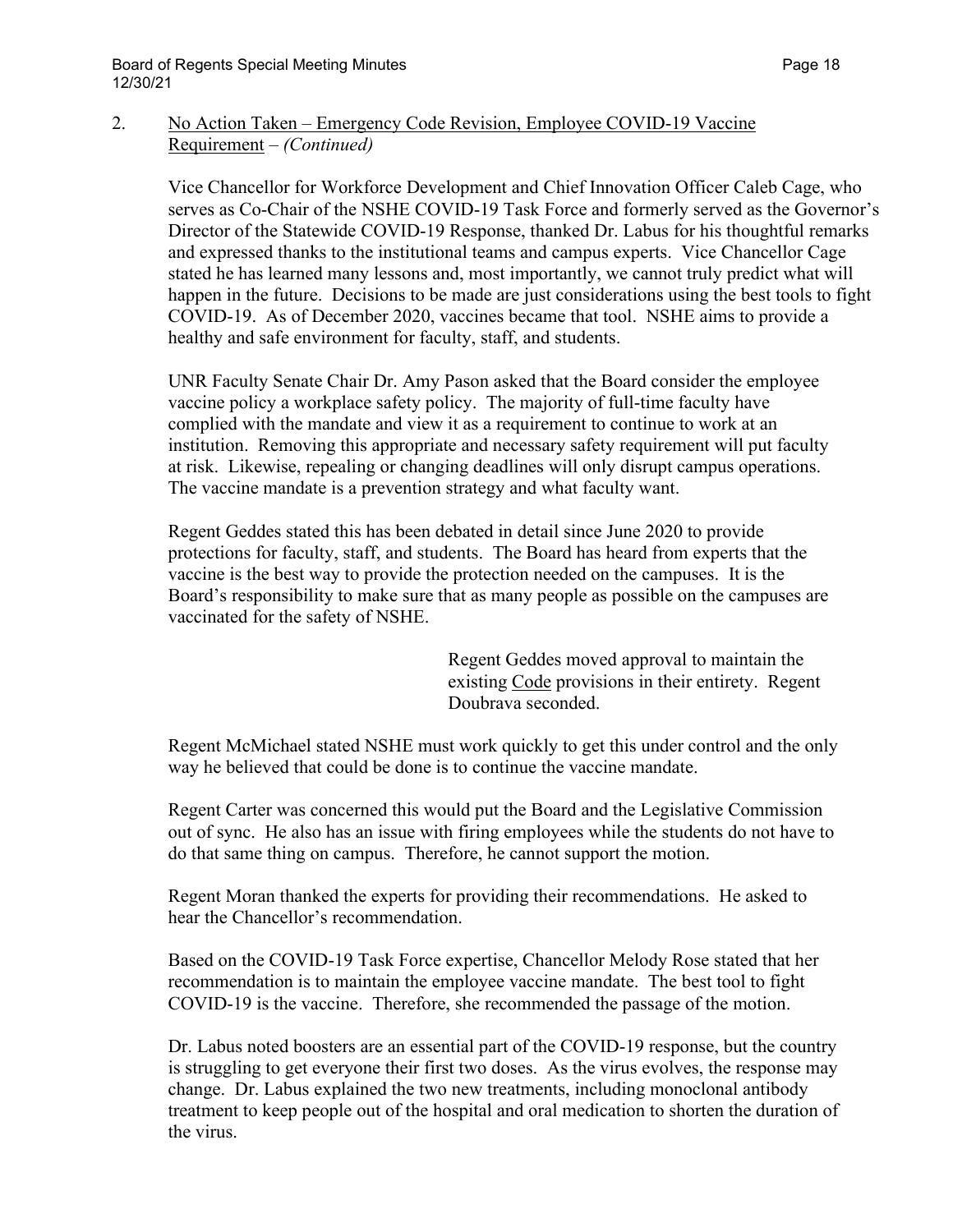2. <u>No Action Taken – Emergency Code Revision, Employee COVID-19 Vaccine Requirement</u> – *(Continued)*

Vice Chancellor for Workforce Development and Chief Innovation Officer Caleb Cage, who serves as Co-Chair of the NSHE COVID-19 Task Force and formerly served as the Governor's Director of the Statewide COVID-19 Response, thanked Dr. Labus for his thoughtful remarks and expressed thanks to the institutional teams and campus experts. Vice Chancellor Cage stated he has learned many lessons and, most importantly, we cannot truly predict what will happen in the future. Decisions to be made are just considerations using the best tools to fight COVID-19. As of December 2020, vaccines became that tool. NSHE aims to provide a healthy and safe environment for faculty, staff, and students.

UNR Faculty Senate Chair Dr. Amy Pason asked that the Board consider the employee vaccine policy a workplace safety policy. The majority of full-time faculty have complied with the mandate and view it as a requirement to continue to work at an institution. Removing this appropriate and necessary safety requirement will put faculty at risk. Likewise, repealing or changing deadlines will only disrupt campus operations. The vaccine mandate is a prevention strategy and what faculty want.

Regent Geddes stated this has been debated in detail since June 2020 to provide protections for faculty, staff, and students. The Board has heard from experts that the vaccine is the best way to provide the protection needed on the campuses. It is the Board's responsibility to make sure that as many people as possible on the campuses are vaccinated for the safety of NSHE.

> Regent Geddes moved approval to maintain the existing <u>Code</u> provisions in their entirety. Regent Doubrava seconded.

Regent McMichael stated NSHE must work quickly to get this under control and the only way he believed that could be done is to continue the vaccine mandate.

Regent Carter was concerned this would put the Board and the Legislative Commission out of sync. He also has an issue with firing employees while the students do not have to do that same thing on campus. Therefore, he cannot support the motion.

Regent Moran thanked the experts for providing their recommendations. He asked to hear the Chancellor's recommendation.

Based on the COVID-19 Task Force expertise, Chancellor Melody Rose stated that her recommendation is to maintain the employee vaccine mandate. The best tool to fight COVID-19 is the vaccine. Therefore, she recommended the passage of the motion.

Dr. Labus noted boosters are an essential part of the COVID-19 response, but the country is struggling to get everyone their first two doses. As the virus evolves, the response may change. Dr. Labus explained the two new treatments, including monoclonal antibody treatment to keep people out of the hospital and oral medication to shorten the duration of the virus.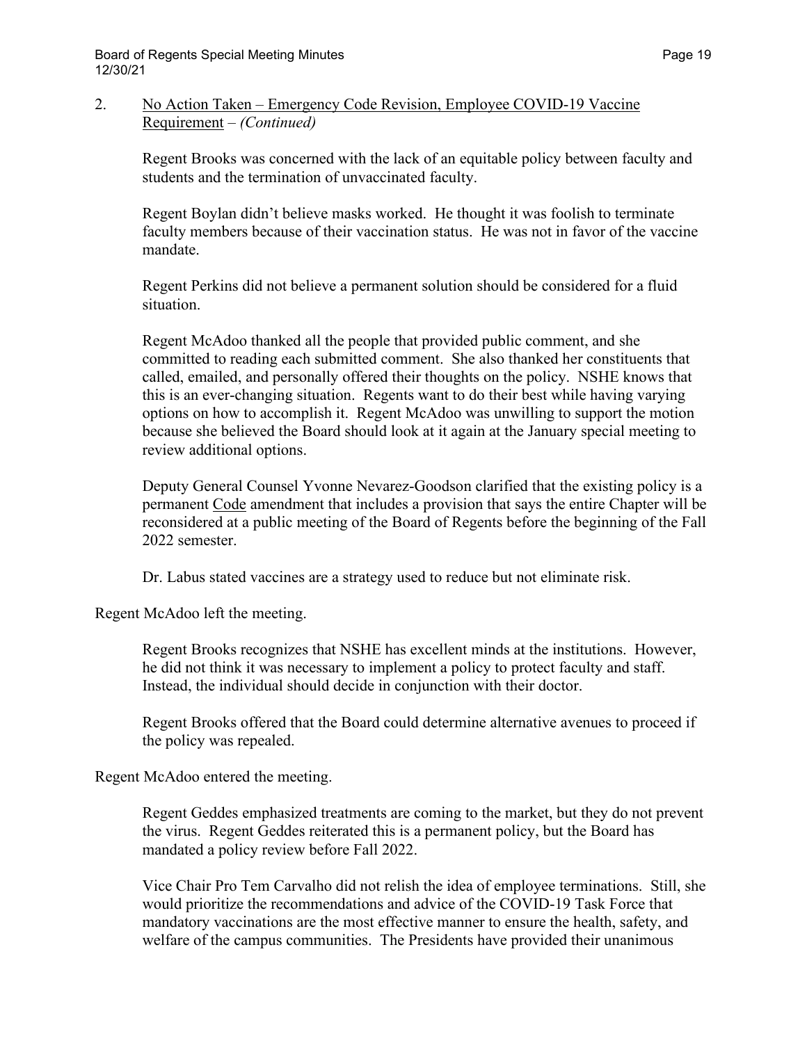2. <u>No Action Taken – Emergency Code Revision, Employee COVID-19 Vaccine Requirement</u> – *(Continued)*

Regent Brooks was concerned with the lack of an equitable policy between faculty and students and the termination of unvaccinated faculty.

Regent Boylan didn't believe masks worked. He thought it was foolish to terminate faculty members because of their vaccination status. He was not in favor of the vaccine mandate.

Regent Perkins did not believe a permanent solution should be considered for a fluid situation.

Regent McAdoo thanked all the people that provided public comment, and she committed to reading each submitted comment. She also thanked her constituents that called, emailed, and personally offered their thoughts on the policy. NSHE knows that this is an ever-changing situation. Regents want to do their best while having varying options on how to accomplish it. Regent McAdoo was unwilling to support the motion because she believed the Board should look at it again at the January special meeting to review additional options.

Deputy General Counsel Yvonne Nevarez-Goodson clarified that the existing policy is a permanent <u>Code</u> amendment that includes a provision that says the entire Chapter will be reconsidered at a public meeting of the Board of Regents before the beginning of the Fall 2022 semester.

Dr. Labus stated vaccines are a strategy used to reduce but not eliminate risk.

Regent McAdoo left the meeting.

Regent Brooks recognizes that NSHE has excellent minds at the institutions. However, he did not think it was necessary to implement a policy to protect faculty and staff. Instead, the individual should decide in conjunction with their doctor.

Regent Brooks offered that the Board could determine alternative avenues to proceed if the policy was repealed.

Regent McAdoo entered the meeting.

Regent Geddes emphasized treatments are coming to the market, but they do not prevent the virus. Regent Geddes reiterated this is a permanent policy, but the Board has mandated a policy review before Fall 2022.

Vice Chair Pro Tem Carvalho did not relish the idea of employee terminations. Still, she would prioritize the recommendations and advice of the COVID-19 Task Force that mandatory vaccinations are the most effective manner to ensure the health, safety, and welfare of the campus communities. The Presidents have provided their unanimous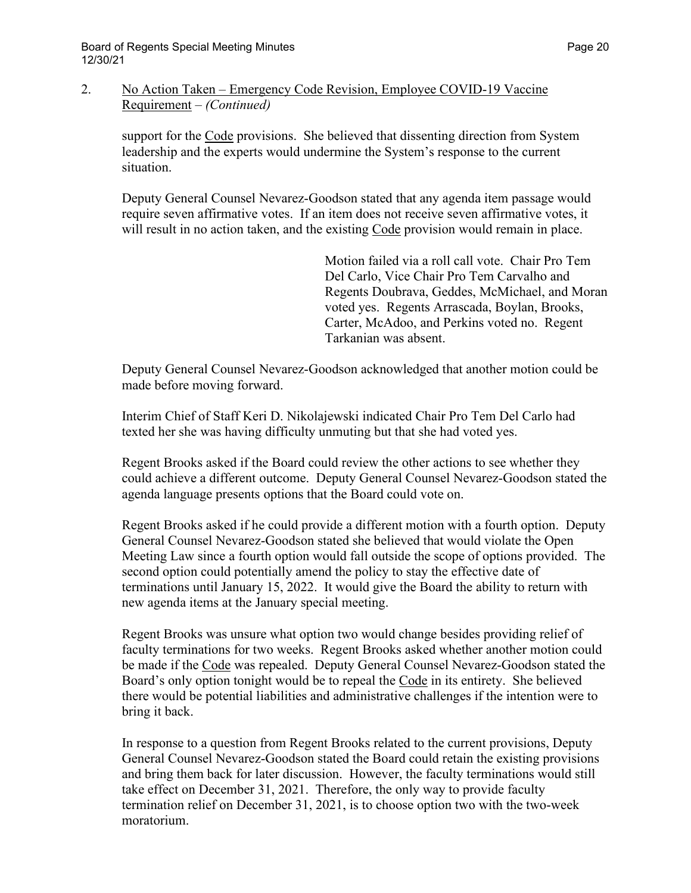2. <u>No Action Taken – Emergency Code Revision, Employee COVID-19 Vaccine Requirement</u> – *(Continued)*

support for the <u>Code</u> provisions. She believed that dissenting direction from System leadership and the experts would undermine the System's response to the current situation.

Deputy General Counsel Nevarez-Goodson stated that any agenda item passage would require seven affirmative votes. If an item does not receive seven affirmative votes, it will result in no action taken, and the existing <u>Code</u> provision would remain in place.

> Motion failed via a roll call vote. Chair Pro Tem Del Carlo, Vice Chair Pro Tem Carvalho and Regents Doubrava, Geddes, McMichael, and Moran voted yes. Regents Arrascada, Boylan, Brooks, Carter, McAdoo, and Perkins voted no. Regent Tarkanian was absent.

Deputy General Counsel Nevarez-Goodson acknowledged that another motion could be made before moving forward.

Interim Chief of Staff Keri D. Nikolajewski indicated Chair Pro Tem Del Carlo had texted her she was having difficulty unmuting but that she had voted yes.

Regent Brooks asked if the Board could review the other actions to see whether they could achieve a different outcome. Deputy General Counsel Nevarez-Goodson stated the agenda language presents options that the Board could vote on.

Regent Brooks asked if he could provide a different motion with a fourth option. Deputy General Counsel Nevarez-Goodson stated she believed that would violate the Open Meeting Law since a fourth option would fall outside the scope of options provided. The second option could potentially amend the policy to stay the effective date of terminations until January 15, 2022. It would give the Board the ability to return with new agenda items at the January special meeting.

Regent Brooks was unsure what option two would change besides providing relief of faculty terminations for two weeks. Regent Brooks asked whether another motion could be made if the <u>Code</u> was repealed. Deputy General Counsel Nevarez-Goodson stated the Board's only option tonight would be to repeal the <u>Code</u> in its entirety. She believed there would be potential liabilities and administrative challenges if the intention were to bring it back.

In response to a question from Regent Brooks related to the current provisions, Deputy General Counsel Nevarez-Goodson stated the Board could retain the existing provisions and bring them back for later discussion. However, the faculty terminations would still take effect on December 31, 2021. Therefore, the only way to provide faculty termination relief on December 31, 2021, is to choose option two with the two-week moratorium.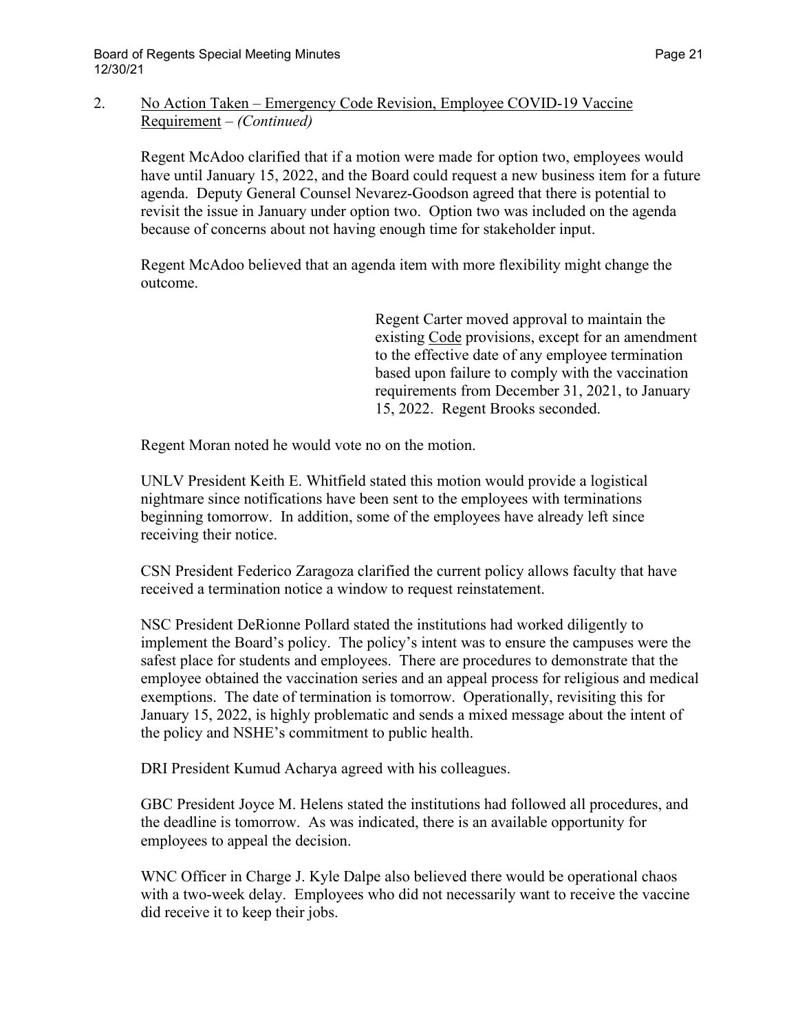2. <u>No Action Taken – Emergency Code Revision, Employee COVID-19 Vaccine Requirement</u> – *(Continued)*

Regent McAdoo clarified that if a motion were made for option two, employees would have until January 15, 2022, and the Board could request a new business item for a future agenda. Deputy General Counsel Nevarez-Goodson agreed that there is potential to revisit the issue in January under option two. Option two was included on the agenda because of concerns about not having enough time for stakeholder input.

Regent McAdoo believed that an agenda item with more flexibility might change the outcome.

> Regent Carter moved approval to maintain the existing <u>Code</u> provisions, except for an amendment to the effective date of any employee termination based upon failure to comply with the vaccination requirements from December 31, 2021, to January 15, 2022. Regent Brooks seconded.

Regent Moran noted he would vote no on the motion.

UNLV President Keith E. Whitfield stated this motion would provide a logistical nightmare since notifications have been sent to the employees with terminations beginning tomorrow. In addition, some of the employees have already left since receiving their notice.

CSN President Federico Zaragoza clarified the current policy allows faculty that have received a termination notice a window to request reinstatement.

NSC President DeRionne Pollard stated the institutions had worked diligently to implement the Board's policy. The policy's intent was to ensure the campuses were the safest place for students and employees. There are procedures to demonstrate that the employee obtained the vaccination series and an appeal process for religious and medical exemptions. The date of termination is tomorrow. Operationally, revisiting this for January 15, 2022, is highly problematic and sends a mixed message about the intent of the policy and NSHE's commitment to public health.

DRI President Kumud Acharya agreed with his colleagues.

GBC President Joyce M. Helens stated the institutions had followed all procedures, and the deadline is tomorrow. As was indicated, there is an available opportunity for employees to appeal the decision.

WNC Officer in Charge J. Kyle Dalpe also believed there would be operational chaos with a two-week delay. Employees who did not necessarily want to receive the vaccine did receive it to keep their jobs.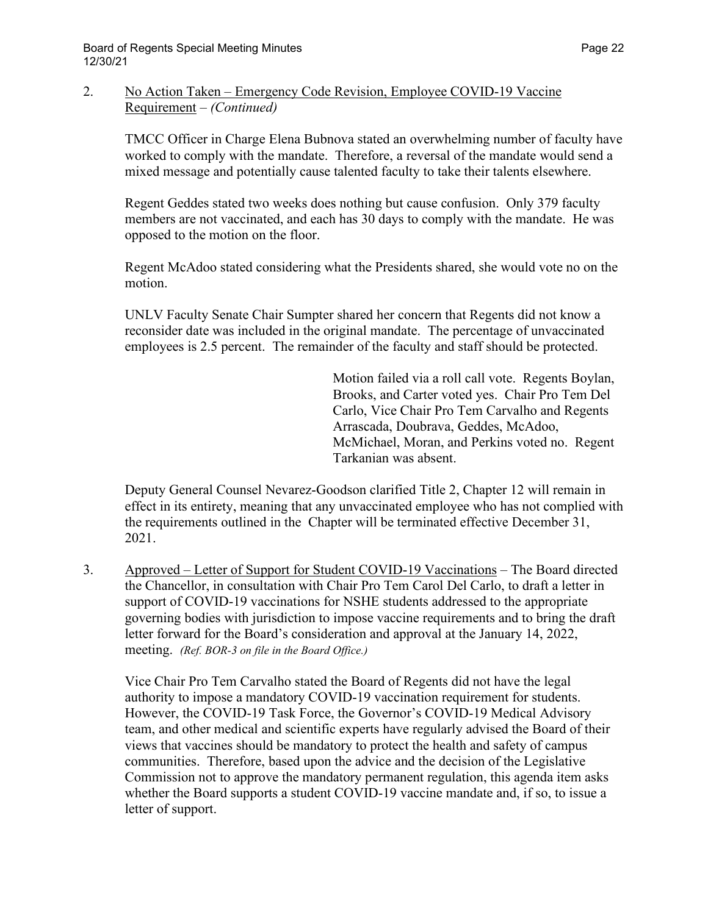2. <u>No Action Taken – Emergency Code Revision, Employee COVID-19 Vaccine Requirement</u> – *(Continued)*

   TMCC Officer in Charge Elena Bubnova stated an overwhelming number of faculty have worked to comply with the mandate. Therefore, a reversal of the mandate would send a mixed message and potentially cause talented faculty to take their talents elsewhere.

   Regent Geddes stated two weeks does nothing but cause confusion. Only 379 faculty members are not vaccinated, and each has 30 days to comply with the mandate. He was opposed to the motion on the floor.

   Regent McAdoo stated considering what the Presidents shared, she would vote no on the motion.

   UNLV Faculty Senate Chair Sumpter shared her concern that Regents did not know a reconsider date was included in the original mandate. The percentage of unvaccinated employees is 2.5 percent. The remainder of the faculty and staff should be protected.

   > Motion failed via a roll call vote. Regents Boylan, Brooks, and Carter voted yes. Chair Pro Tem Del Carlo, Vice Chair Pro Tem Carvalho and Regents Arrascada, Doubrava, Geddes, McAdoo, McMichael, Moran, and Perkins voted no. Regent Tarkanian was absent.

   Deputy General Counsel Nevarez-Goodson clarified Title 2, Chapter 12 will remain in effect in its entirety, meaning that any unvaccinated employee who has not complied with the requirements outlined in the Chapter will be terminated effective December 31, 2021.

3. <u>Approved – Letter of Support for Student COVID-19 Vaccinations</u> – The Board directed the Chancellor, in consultation with Chair Pro Tem Carol Del Carlo, to draft a letter in support of COVID-19 vaccinations for NSHE students addressed to the appropriate governing bodies with jurisdiction to impose vaccine requirements and to bring the draft letter forward for the Board's consideration and approval at the January 14, 2022, meeting. *(Ref. BOR-3 on file in the Board Office.)*

   Vice Chair Pro Tem Carvalho stated the Board of Regents did not have the legal authority to impose a mandatory COVID-19 vaccination requirement for students. However, the COVID-19 Task Force, the Governor's COVID-19 Medical Advisory team, and other medical and scientific experts have regularly advised the Board of their views that vaccines should be mandatory to protect the health and safety of campus communities. Therefore, based upon the advice and the decision of the Legislative Commission not to approve the mandatory permanent regulation, this agenda item asks whether the Board supports a student COVID-19 vaccine mandate and, if so, to issue a letter of support.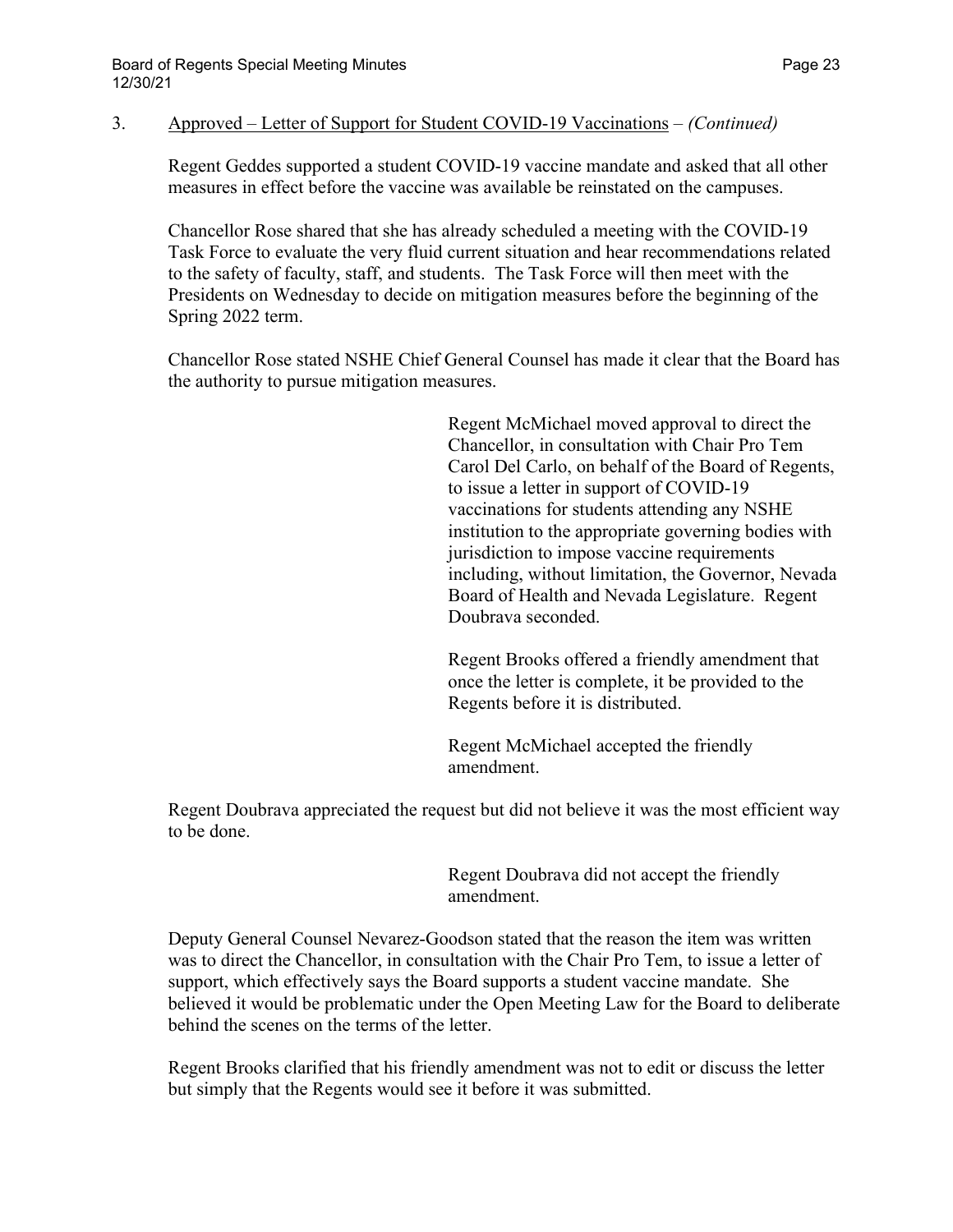3. Approved – Letter of Support for Student COVID-19 Vaccinations – *(Continued)*

Regent Geddes supported a student COVID-19 vaccine mandate and asked that all other measures in effect before the vaccine was available be reinstated on the campuses.

Chancellor Rose shared that she has already scheduled a meeting with the COVID-19 Task Force to evaluate the very fluid current situation and hear recommendations related to the safety of faculty, staff, and students. The Task Force will then meet with the Presidents on Wednesday to decide on mitigation measures before the beginning of the Spring 2022 term.

Chancellor Rose stated NSHE Chief General Counsel has made it clear that the Board has the authority to pursue mitigation measures.

> Regent McMichael moved approval to direct the Chancellor, in consultation with Chair Pro Tem Carol Del Carlo, on behalf of the Board of Regents, to issue a letter in support of COVID-19 vaccinations for students attending any NSHE institution to the appropriate governing bodies with jurisdiction to impose vaccine requirements including, without limitation, the Governor, Nevada Board of Health and Nevada Legislature. Regent Doubrava seconded.
>
> Regent Brooks offered a friendly amendment that once the letter is complete, it be provided to the Regents before it is distributed.
>
> Regent McMichael accepted the friendly amendment.

Regent Doubrava appreciated the request but did not believe it was the most efficient way to be done.

> Regent Doubrava did not accept the friendly amendment.

Deputy General Counsel Nevarez-Goodson stated that the reason the item was written was to direct the Chancellor, in consultation with the Chair Pro Tem, to issue a letter of support, which effectively says the Board supports a student vaccine mandate. She believed it would be problematic under the Open Meeting Law for the Board to deliberate behind the scenes on the terms of the letter.

Regent Brooks clarified that his friendly amendment was not to edit or discuss the letter but simply that the Regents would see it before it was submitted.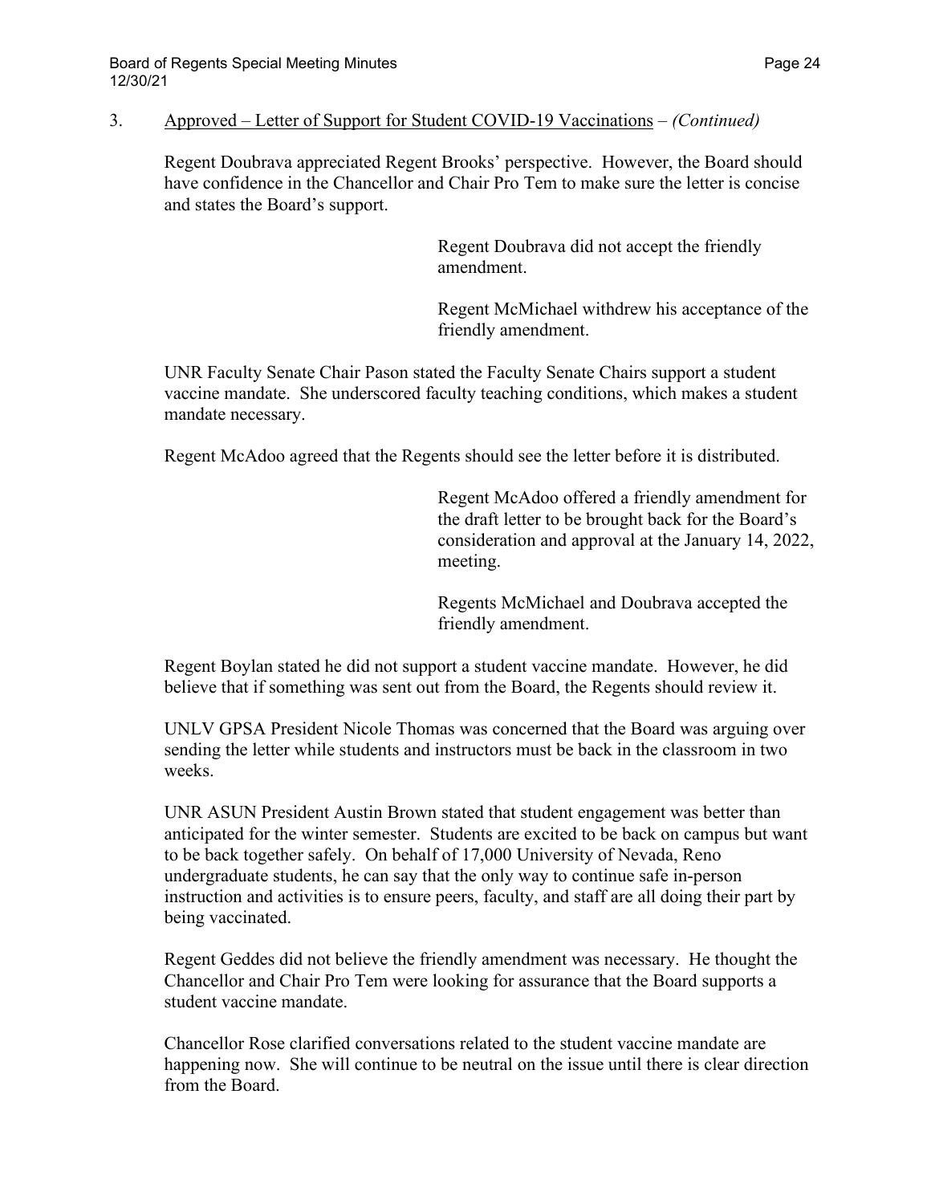3. Approved – Letter of Support for Student COVID-19 Vaccinations – *(Continued)*

Regent Doubrava appreciated Regent Brooks' perspective. However, the Board should have confidence in the Chancellor and Chair Pro Tem to make sure the letter is concise and states the Board's support.

> Regent Doubrava did not accept the friendly amendment.
>
> Regent McMichael withdrew his acceptance of the friendly amendment.

UNR Faculty Senate Chair Pason stated the Faculty Senate Chairs support a student vaccine mandate. She underscored faculty teaching conditions, which makes a student mandate necessary.

Regent McAdoo agreed that the Regents should see the letter before it is distributed.

> Regent McAdoo offered a friendly amendment for the draft letter to be brought back for the Board's consideration and approval at the January 14, 2022, meeting.
>
> Regents McMichael and Doubrava accepted the friendly amendment.

Regent Boylan stated he did not support a student vaccine mandate. However, he did believe that if something was sent out from the Board, the Regents should review it.

UNLV GPSA President Nicole Thomas was concerned that the Board was arguing over sending the letter while students and instructors must be back in the classroom in two weeks.

UNR ASUN President Austin Brown stated that student engagement was better than anticipated for the winter semester. Students are excited to be back on campus but want to be back together safely. On behalf of 17,000 University of Nevada, Reno undergraduate students, he can say that the only way to continue safe in-person instruction and activities is to ensure peers, faculty, and staff are all doing their part by being vaccinated.

Regent Geddes did not believe the friendly amendment was necessary. He thought the Chancellor and Chair Pro Tem were looking for assurance that the Board supports a student vaccine mandate.

Chancellor Rose clarified conversations related to the student vaccine mandate are happening now. She will continue to be neutral on the issue until there is clear direction from the Board.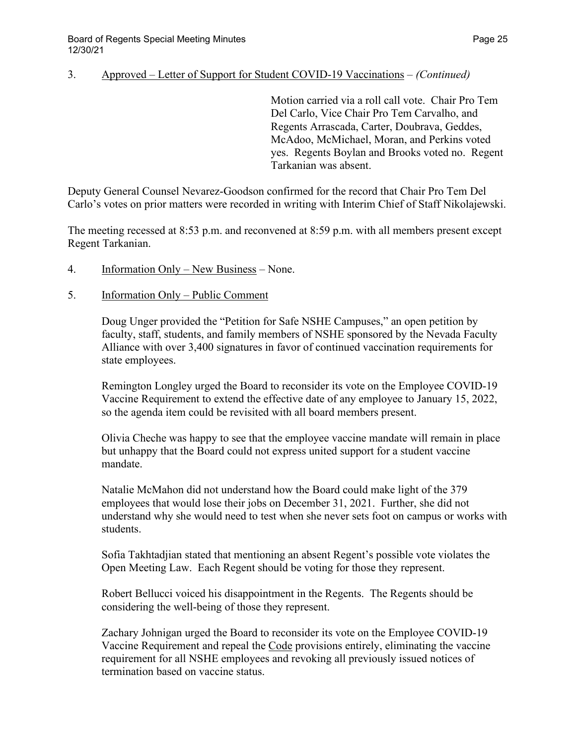3. Approved – Letter of Support for Student COVID-19 Vaccinations – *(Continued)*

Motion carried via a roll call vote. Chair Pro Tem Del Carlo, Vice Chair Pro Tem Carvalho, and Regents Arrascada, Carter, Doubrava, Geddes, McAdoo, McMichael, Moran, and Perkins voted yes. Regents Boylan and Brooks voted no. Regent Tarkanian was absent.

Deputy General Counsel Nevarez-Goodson confirmed for the record that Chair Pro Tem Del Carlo's votes on prior matters were recorded in writing with Interim Chief of Staff Nikolajewski.

The meeting recessed at 8:53 p.m. and reconvened at 8:59 p.m. with all members present except Regent Tarkanian.

4. Information Only – New Business – None.

5. Information Only – Public Comment

Doug Unger provided the "Petition for Safe NSHE Campuses," an open petition by faculty, staff, students, and family members of NSHE sponsored by the Nevada Faculty Alliance with over 3,400 signatures in favor of continued vaccination requirements for state employees.

Remington Longley urged the Board to reconsider its vote on the Employee COVID-19 Vaccine Requirement to extend the effective date of any employee to January 15, 2022, so the agenda item could be revisited with all board members present.

Olivia Cheche was happy to see that the employee vaccine mandate will remain in place but unhappy that the Board could not express united support for a student vaccine mandate.

Natalie McMahon did not understand how the Board could make light of the 379 employees that would lose their jobs on December 31, 2021. Further, she did not understand why she would need to test when she never sets foot on campus or works with students.

Sofia Takhtadjian stated that mentioning an absent Regent's possible vote violates the Open Meeting Law. Each Regent should be voting for those they represent.

Robert Bellucci voiced his disappointment in the Regents. The Regents should be considering the well-being of those they represent.

Zachary Johnigan urged the Board to reconsider its vote on the Employee COVID-19 Vaccine Requirement and repeal the Code provisions entirely, eliminating the vaccine requirement for all NSHE employees and revoking all previously issued notices of termination based on vaccine status.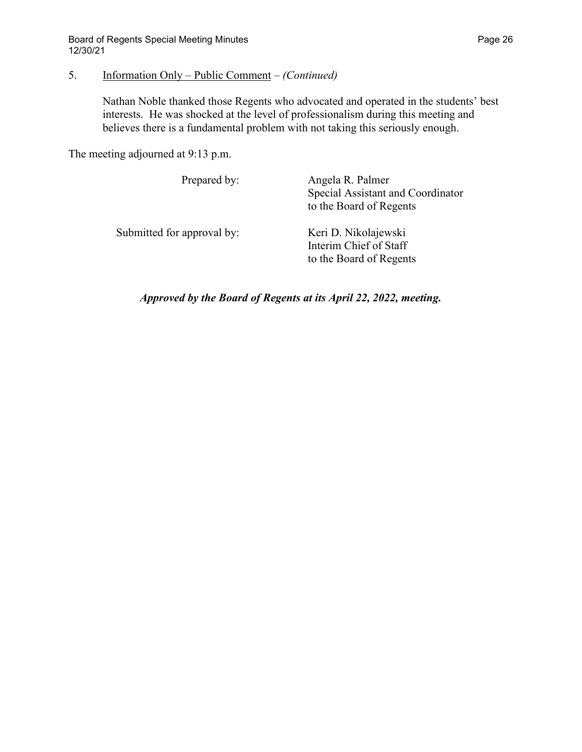5. Information Only – Public Comment – *(Continued)*

Nathan Noble thanked those Regents who advocated and operated in the students' best interests. He was shocked at the level of professionalism during this meeting and believes there is a fundamental problem with not taking this seriously enough.

The meeting adjourned at 9:13 p.m.

| | |
|---|---|
| Prepared by: | Angela R. Palmer<br>Special Assistant and Coordinator<br>to the Board of Regents |
| Submitted for approval by: | Keri D. Nikolajewski<br>Interim Chief of Staff<br>to the Board of Regents |

***Approved by the Board of Regents at its April 22, 2022, meeting.***